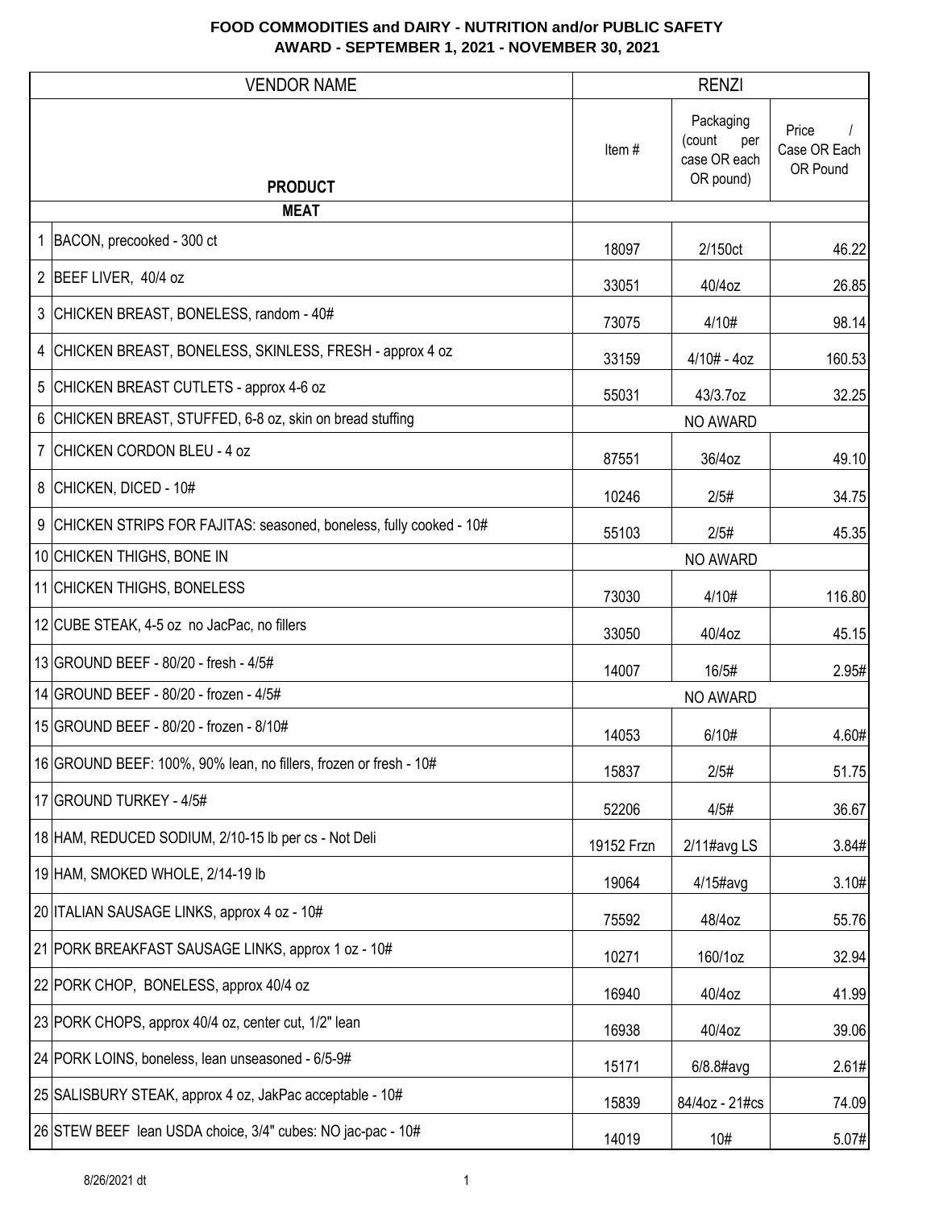# FOOD COMMODITIES and DAIRY - NUTRITION and/or PUBLIC SAFETY
## AWARD - SEPTEMBER 1, 2021 - NOVEMBER 30, 2021

| | VENDOR NAME | RENZI | | |
|---|---|---|---|---|
| | **PRODUCT** | Item # | Packaging (count per case OR each OR pound) | Price / Case OR Each OR Pound |
| | **MEAT** | | | |
| 1 | BACON, precooked - 300 ct | 18097 | 2/150ct | 46.22 |
| 2 | BEEF LIVER, 40/4 oz | 33051 | 40/4oz | 26.85 |
| 3 | CHICKEN BREAST, BONELESS, random - 40# | 73075 | 4/10# | 98.14 |
| 4 | CHICKEN BREAST, BONELESS, SKINLESS, FRESH - approx 4 oz | 33159 | 4/10# - 4oz | 160.53 |
| 5 | CHICKEN BREAST CUTLETS - approx 4-6 oz | 55031 | 43/3.7oz | 32.25 |
| 6 | CHICKEN BREAST, STUFFED, 6-8 oz, skin on bread stuffing | | NO AWARD | |
| 7 | CHICKEN CORDON BLEU - 4 oz | 87551 | 36/4oz | 49.10 |
| 8 | CHICKEN, DICED - 10# | 10246 | 2/5# | 34.75 |
| 9 | CHICKEN STRIPS FOR FAJITAS: seasoned, boneless, fully cooked - 10# | 55103 | 2/5# | 45.35 |
| 10 | CHICKEN THIGHS, BONE IN | | NO AWARD | |
| 11 | CHICKEN THIGHS, BONELESS | 73030 | 4/10# | 116.80 |
| 12 | CUBE STEAK, 4-5 oz no JacPac, no fillers | 33050 | 40/4oz | 45.15 |
| 13 | GROUND BEEF - 80/20 - fresh - 4/5# | 14007 | 16/5# | 2.95# |
| 14 | GROUND BEEF - 80/20 - frozen - 4/5# | | NO AWARD | |
| 15 | GROUND BEEF - 80/20 - frozen - 8/10# | 14053 | 6/10# | 4.60# |
| 16 | GROUND BEEF: 100%, 90% lean, no fillers, frozen or fresh - 10# | 15837 | 2/5# | 51.75 |
| 17 | GROUND TURKEY - 4/5# | 52206 | 4/5# | 36.67 |
| 18 | HAM, REDUCED SODIUM, 2/10-15 lb per cs - Not Deli | 19152 Frzn | 2/11#avg LS | 3.84# |
| 19 | HAM, SMOKED WHOLE, 2/14-19 lb | 19064 | 4/15#avg | 3.10# |
| 20 | ITALIAN SAUSAGE LINKS, approx 4 oz - 10# | 75592 | 48/4oz | 55.76 |
| 21 | PORK BREAKFAST SAUSAGE LINKS, approx 1 oz - 10# | 10271 | 160/1oz | 32.94 |
| 22 | PORK CHOP, BONELESS, approx 40/4 oz | 16940 | 40/4oz | 41.99 |
| 23 | PORK CHOPS, approx 40/4 oz, center cut, 1/2" lean | 16938 | 40/4oz | 39.06 |
| 24 | PORK LOINS, boneless, lean unseasoned - 6/5-9# | 15171 | 6/8.8#avg | 2.61# |
| 25 | SALISBURY STEAK, approx 4 oz, JakPac acceptable - 10# | 15839 | 84/4oz - 21#cs | 74.09 |
| 26 | STEW BEEF lean USDA choice, 3/4" cubes: NO jac-pac - 10# | 14019 | 10# | 5.07# |

8/26/2021 dt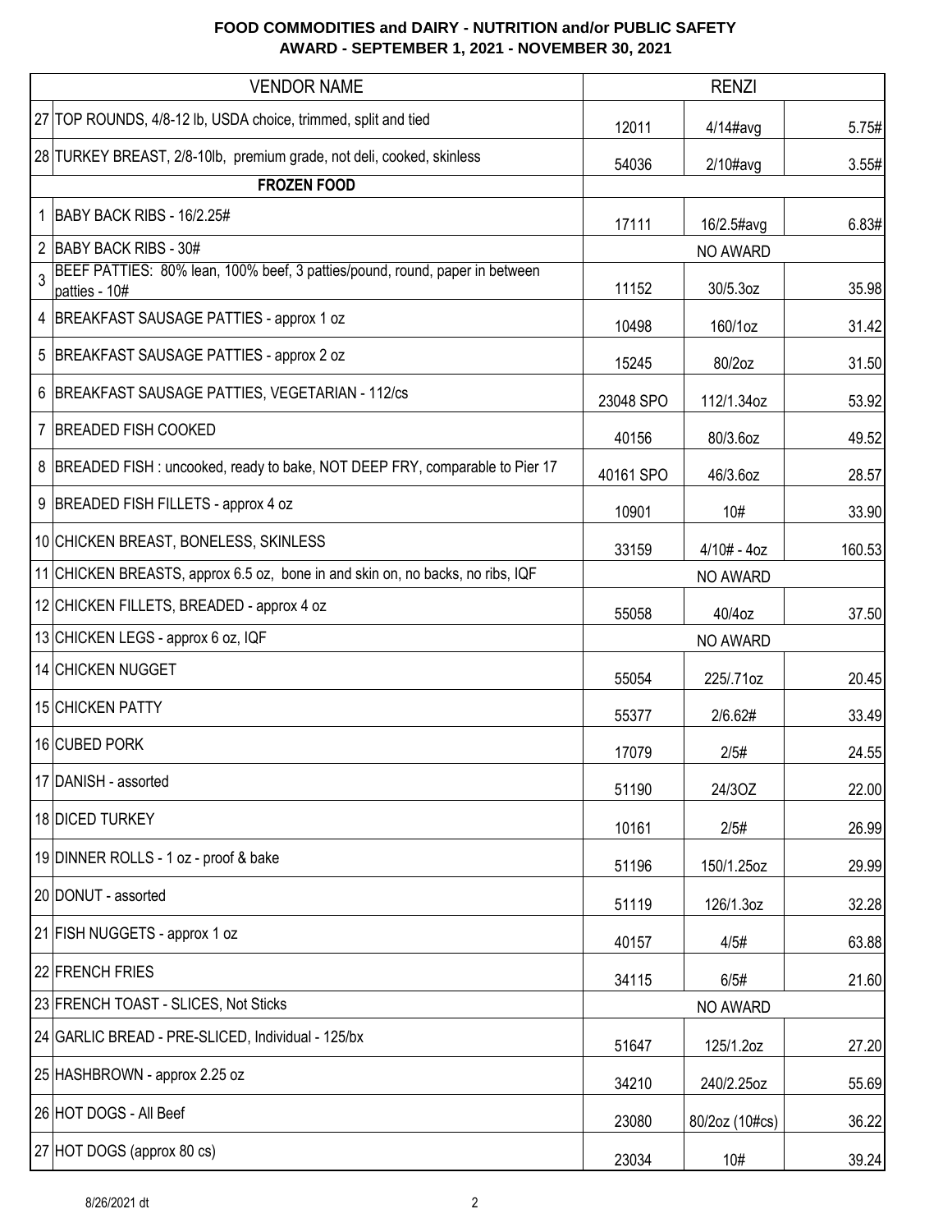**FOOD COMMODITIES and DAIRY - NUTRITION and/or PUBLIC SAFETY**
**AWARD - SEPTEMBER 1, 2021 - NOVEMBER 30, 2021**

| | VENDOR NAME | RENZI | | |
|---|---|---|---|---|
| 27 | TOP ROUNDS, 4/8-12 lb, USDA choice, trimmed, split and tied | 12011 | 4/14#avg | 5.75# |
| 28 | TURKEY BREAST, 2/8-10lb, premium grade, not deli, cooked, skinless | 54036 | 2/10#avg | 3.55# |
| | **FROZEN FOOD** | | | |
| 1 | BABY BACK RIBS - 16/2.25# | 17111 | 16/2.5#avg | 6.83# |
| 2 | BABY BACK RIBS - 30# | | NO AWARD | |
| 3 | BEEF PATTIES: 80% lean, 100% beef, 3 patties/pound, round, paper in between patties - 10# | 11152 | 30/5.3oz | 35.98 |
| 4 | BREAKFAST SAUSAGE PATTIES - approx 1 oz | 10498 | 160/1oz | 31.42 |
| 5 | BREAKFAST SAUSAGE PATTIES - approx 2 oz | 15245 | 80/2oz | 31.50 |
| 6 | BREAKFAST SAUSAGE PATTIES, VEGETARIAN - 112/cs | 23048 SPO | 112/1.34oz | 53.92 |
| 7 | BREADED FISH COOKED | 40156 | 80/3.6oz | 49.52 |
| 8 | BREADED FISH : uncooked, ready to bake, NOT DEEP FRY, comparable to Pier 17 | 40161 SPO | 46/3.6oz | 28.57 |
| 9 | BREADED FISH FILLETS - approx 4 oz | 10901 | 10# | 33.90 |
| 10 | CHICKEN BREAST, BONELESS, SKINLESS | 33159 | 4/10# - 4oz | 160.53 |
| 11 | CHICKEN BREASTS, approx 6.5 oz, bone in and skin on, no backs, no ribs, IQF | | NO AWARD | |
| 12 | CHICKEN FILLETS, BREADED - approx 4 oz | 55058 | 40/4oz | 37.50 |
| 13 | CHICKEN LEGS - approx 6 oz, IQF | | NO AWARD | |
| 14 | CHICKEN NUGGET | 55054 | 225/.71oz | 20.45 |
| 15 | CHICKEN PATTY | 55377 | 2/6.62# | 33.49 |
| 16 | CUBED PORK | 17079 | 2/5# | 24.55 |
| 17 | DANISH - assorted | 51190 | 24/3OZ | 22.00 |
| 18 | DICED TURKEY | 10161 | 2/5# | 26.99 |
| 19 | DINNER ROLLS - 1 oz - proof & bake | 51196 | 150/1.25oz | 29.99 |
| 20 | DONUT - assorted | 51119 | 126/1.3oz | 32.28 |
| 21 | FISH NUGGETS - approx 1 oz | 40157 | 4/5# | 63.88 |
| 22 | FRENCH FRIES | 34115 | 6/5# | 21.60 |
| 23 | FRENCH TOAST - SLICES, Not Sticks | | NO AWARD | |
| 24 | GARLIC BREAD - PRE-SLICED, Individual - 125/bx | 51647 | 125/1.2oz | 27.20 |
| 25 | HASHBROWN - approx 2.25 oz | 34210 | 240/2.25oz | 55.69 |
| 26 | HOT DOGS - All Beef | 23080 | 80/2oz (10#cs) | 36.22 |
| 27 | HOT DOGS (approx 80 cs) | 23034 | 10# | 39.24 |

8/26/2021 dt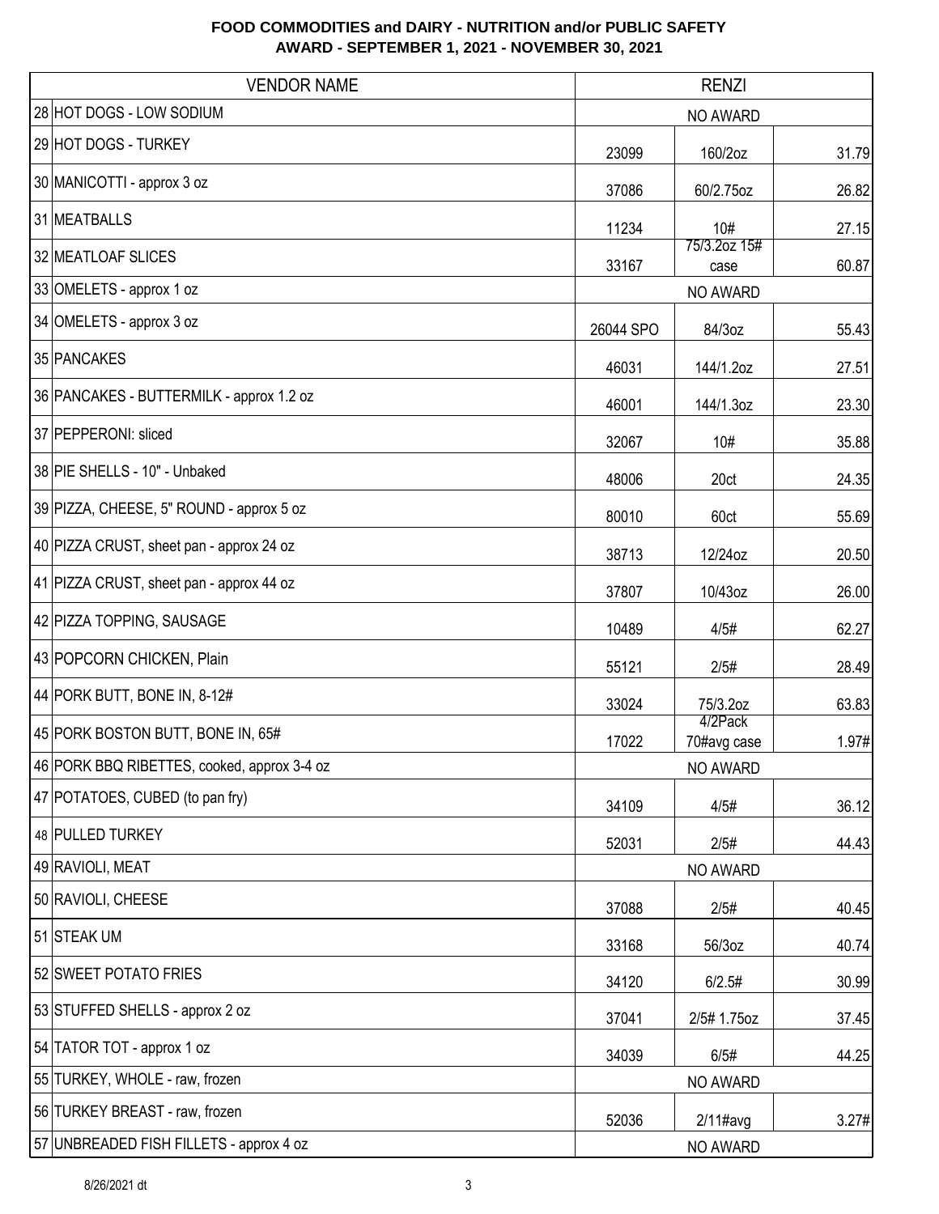**FOOD COMMODITIES and DAIRY - NUTRITION and/or PUBLIC SAFETY**
**AWARD - SEPTEMBER 1, 2021 - NOVEMBER 30, 2021**

| | VENDOR NAME | RENZI | | |
|---|---|---|---|---|
| 28 | HOT DOGS - LOW SODIUM | NO AWARD | | |
| 29 | HOT DOGS - TURKEY | 23099 | 160/2oz | 31.79 |
| 30 | MANICOTTI - approx 3 oz | 37086 | 60/2.75oz | 26.82 |
| 31 | MEATBALLS | 11234 | 10# | 27.15 |
| 32 | MEATLOAF SLICES | 33167 | 75/3.2oz 15# case | 60.87 |
| 33 | OMELETS - approx 1 oz | NO AWARD | | |
| 34 | OMELETS - approx 3 oz | 26044 SPO | 84/3oz | 55.43 |
| 35 | PANCAKES | 46031 | 144/1.2oz | 27.51 |
| 36 | PANCAKES - BUTTERMILK - approx 1.2 oz | 46001 | 144/1.3oz | 23.30 |
| 37 | PEPPERONI: sliced | 32067 | 10# | 35.88 |
| 38 | PIE SHELLS - 10" - Unbaked | 48006 | 20ct | 24.35 |
| 39 | PIZZA, CHEESE, 5" ROUND - approx 5 oz | 80010 | 60ct | 55.69 |
| 40 | PIZZA CRUST, sheet pan - approx 24 oz | 38713 | 12/24oz | 20.50 |
| 41 | PIZZA CRUST, sheet pan - approx 44 oz | 37807 | 10/43oz | 26.00 |
| 42 | PIZZA TOPPING, SAUSAGE | 10489 | 4/5# | 62.27 |
| 43 | POPCORN CHICKEN, Plain | 55121 | 2/5# | 28.49 |
| 44 | PORK BUTT, BONE IN, 8-12# | 33024 | 75/3.2oz | 63.83 |
| 45 | PORK BOSTON BUTT, BONE IN, 65# | 17022 | 4/2Pack 70#avg case | 1.97# |
| 46 | PORK BBQ RIBETTES, cooked, approx 3-4 oz | NO AWARD | | |
| 47 | POTATOES, CUBED (to pan fry) | 34109 | 4/5# | 36.12 |
| 48 | PULLED TURKEY | 52031 | 2/5# | 44.43 |
| 49 | RAVIOLI, MEAT | NO AWARD | | |
| 50 | RAVIOLI, CHEESE | 37088 | 2/5# | 40.45 |
| 51 | STEAK UM | 33168 | 56/3oz | 40.74 |
| 52 | SWEET POTATO FRIES | 34120 | 6/2.5# | 30.99 |
| 53 | STUFFED SHELLS - approx 2 oz | 37041 | 2/5# 1.75oz | 37.45 |
| 54 | TATOR TOT - approx 1 oz | 34039 | 6/5# | 44.25 |
| 55 | TURKEY, WHOLE - raw, frozen | NO AWARD | | |
| 56 | TURKEY BREAST - raw, frozen | 52036 | 2/11#avg | 3.27# |
| 57 | UNBREADED FISH FILLETS - approx 4 oz | NO AWARD | | |

8/26/2021 dt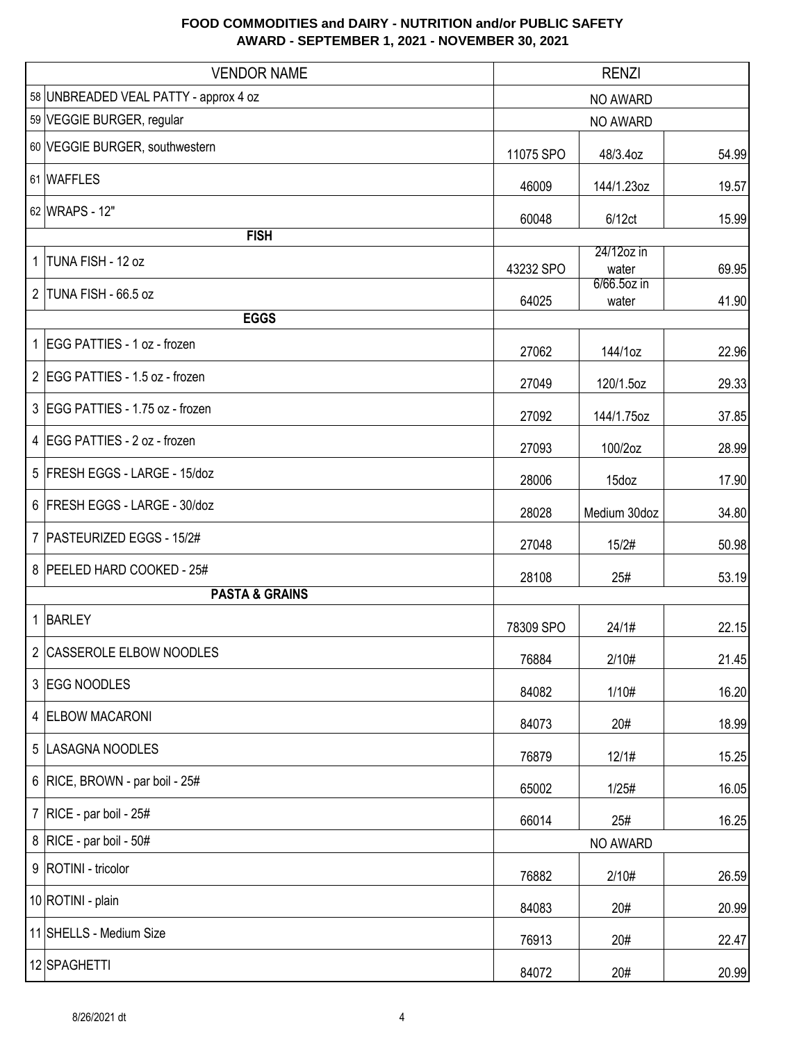**FOOD COMMODITIES and DAIRY - NUTRITION and/or PUBLIC SAFETY**
**AWARD - SEPTEMBER 1, 2021 - NOVEMBER 30, 2021**

| | VENDOR NAME | RENZI | | |
|---|---|---|---|---|
| 58 | UNBREADED VEAL PATTY - approx 4 oz | NO AWARD | | |
| 59 | VEGGIE BURGER, regular | NO AWARD | | |
| 60 | VEGGIE BURGER, southwestern | 11075 SPO | 48/3.4oz | 54.99 |
| 61 | WAFFLES | 46009 | 144/1.23oz | 19.57 |
| 62 | WRAPS - 12" | 60048 | 6/12ct | 15.99 |
| | **FISH** | | | |
| 1 | TUNA FISH - 12 oz | 43232 SPO | 24/12oz in water | 69.95 |
| 2 | TUNA FISH - 66.5 oz | 64025 | 6/66.5oz in water | 41.90 |
| | **EGGS** | | | |
| 1 | EGG PATTIES - 1 oz - frozen | 27062 | 144/1oz | 22.96 |
| 2 | EGG PATTIES - 1.5 oz - frozen | 27049 | 120/1.5oz | 29.33 |
| 3 | EGG PATTIES - 1.75 oz - frozen | 27092 | 144/1.75oz | 37.85 |
| 4 | EGG PATTIES - 2 oz - frozen | 27093 | 100/2oz | 28.99 |
| 5 | FRESH EGGS - LARGE - 15/doz | 28006 | 15doz | 17.90 |
| 6 | FRESH EGGS - LARGE - 30/doz | 28028 | Medium 30doz | 34.80 |
| 7 | PASTEURIZED EGGS - 15/2# | 27048 | 15/2# | 50.98 |
| 8 | PEELED HARD COOKED - 25# | 28108 | 25# | 53.19 |
| | **PASTA & GRAINS** | | | |
| 1 | BARLEY | 78309 SPO | 24/1# | 22.15 |
| 2 | CASSEROLE ELBOW NOODLES | 76884 | 2/10# | 21.45 |
| 3 | EGG NOODLES | 84082 | 1/10# | 16.20 |
| 4 | ELBOW MACARONI | 84073 | 20# | 18.99 |
| 5 | LASAGNA NOODLES | 76879 | 12/1# | 15.25 |
| 6 | RICE, BROWN - par boil - 25# | 65002 | 1/25# | 16.05 |
| 7 | RICE - par boil - 25# | 66014 | 25# | 16.25 |
| 8 | RICE - par boil - 50# | NO AWARD | | |
| 9 | ROTINI - tricolor | 76882 | 2/10# | 26.59 |
| 10 | ROTINI - plain | 84083 | 20# | 20.99 |
| 11 | SHELLS - Medium Size | 76913 | 20# | 22.47 |
| 12 | SPAGHETTI | 84072 | 20# | 20.99 |

8/26/2021 dt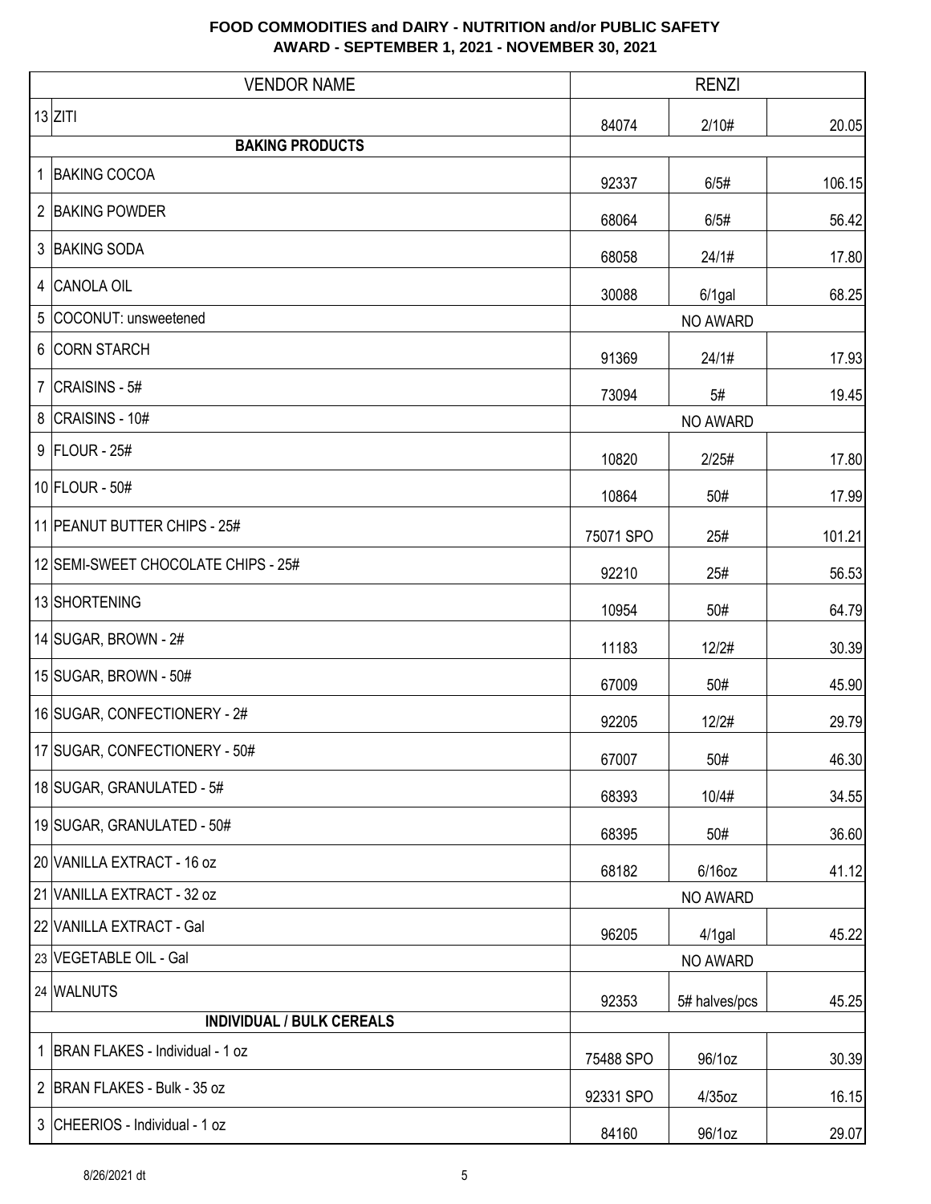**FOOD COMMODITIES and DAIRY - NUTRITION and/or PUBLIC SAFETY**
**AWARD - SEPTEMBER 1, 2021 - NOVEMBER 30, 2021**

| | VENDOR NAME | RENZI | | |
|---|---|---|---|---|
| 13 | ZITI | 84074 | 2/10# | 20.05 |
| | **BAKING PRODUCTS** | | | |
| 1 | BAKING COCOA | 92337 | 6/5# | 106.15 |
| 2 | BAKING POWDER | 68064 | 6/5# | 56.42 |
| 3 | BAKING SODA | 68058 | 24/1# | 17.80 |
| 4 | CANOLA OIL | 30088 | 6/1gal | 68.25 |
| 5 | COCONUT: unsweetened | | NO AWARD | |
| 6 | CORN STARCH | 91369 | 24/1# | 17.93 |
| 7 | CRAISINS - 5# | 73094 | 5# | 19.45 |
| 8 | CRAISINS - 10# | | NO AWARD | |
| 9 | FLOUR - 25# | 10820 | 2/25# | 17.80 |
| 10 | FLOUR - 50# | 10864 | 50# | 17.99 |
| 11 | PEANUT BUTTER CHIPS - 25# | 75071 SPO | 25# | 101.21 |
| 12 | SEMI-SWEET CHOCOLATE CHIPS - 25# | 92210 | 25# | 56.53 |
| 13 | SHORTENING | 10954 | 50# | 64.79 |
| 14 | SUGAR, BROWN - 2# | 11183 | 12/2# | 30.39 |
| 15 | SUGAR, BROWN - 50# | 67009 | 50# | 45.90 |
| 16 | SUGAR, CONFECTIONERY - 2# | 92205 | 12/2# | 29.79 |
| 17 | SUGAR, CONFECTIONERY - 50# | 67007 | 50# | 46.30 |
| 18 | SUGAR, GRANULATED - 5# | 68393 | 10/4# | 34.55 |
| 19 | SUGAR, GRANULATED - 50# | 68395 | 50# | 36.60 |
| 20 | VANILLA EXTRACT - 16 oz | 68182 | 6/16oz | 41.12 |
| 21 | VANILLA EXTRACT - 32 oz | | NO AWARD | |
| 22 | VANILLA EXTRACT - Gal | 96205 | 4/1gal | 45.22 |
| 23 | VEGETABLE OIL - Gal | | NO AWARD | |
| 24 | WALNUTS | 92353 | 5# halves/pcs | 45.25 |
| | **INDIVIDUAL / BULK CEREALS** | | | |
| 1 | BRAN FLAKES - Individual - 1 oz | 75488 SPO | 96/1oz | 30.39 |
| 2 | BRAN FLAKES - Bulk - 35 oz | 92331 SPO | 4/35oz | 16.15 |
| 3 | CHEERIOS - Individual - 1 oz | 84160 | 96/1oz | 29.07 |

8/26/2021 dt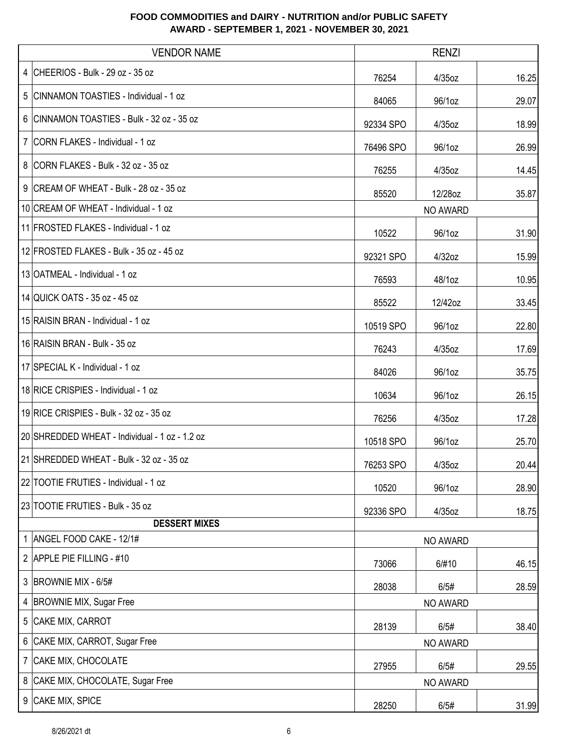## FOOD COMMODITIES and DAIRY - NUTRITION and/or PUBLIC SAFETY
## AWARD - SEPTEMBER 1, 2021 - NOVEMBER 30, 2021

| | VENDOR NAME | RENZI | | |
|---|---|---|---|---|
| 4 | CHEERIOS - Bulk - 29 oz - 35 oz | 76254 | 4/35oz | 16.25 |
| 5 | CINNAMON TOASTIES - Individual - 1 oz | 84065 | 96/1oz | 29.07 |
| 6 | CINNAMON TOASTIES - Bulk - 32 oz - 35 oz | 92334 SPO | 4/35oz | 18.99 |
| 7 | CORN FLAKES - Individual - 1 oz | 76496 SPO | 96/1oz | 26.99 |
| 8 | CORN FLAKES - Bulk - 32 oz - 35 oz | 76255 | 4/35oz | 14.45 |
| 9 | CREAM OF WHEAT - Bulk - 28 oz - 35 oz | 85520 | 12/28oz | 35.87 |
| 10 | CREAM OF WHEAT - Individual - 1 oz | | NO AWARD | |
| 11 | FROSTED FLAKES - Individual - 1 oz | 10522 | 96/1oz | 31.90 |
| 12 | FROSTED FLAKES - Bulk - 35 oz - 45 oz | 92321 SPO | 4/32oz | 15.99 |
| 13 | OATMEAL - Individual - 1 oz | 76593 | 48/1oz | 10.95 |
| 14 | QUICK OATS - 35 oz - 45 oz | 85522 | 12/42oz | 33.45 |
| 15 | RAISIN BRAN - Individual - 1 oz | 10519 SPO | 96/1oz | 22.80 |
| 16 | RAISIN BRAN - Bulk - 35 oz | 76243 | 4/35oz | 17.69 |
| 17 | SPECIAL K - Individual - 1 oz | 84026 | 96/1oz | 35.75 |
| 18 | RICE CRISPIES - Individual - 1 oz | 10634 | 96/1oz | 26.15 |
| 19 | RICE CRISPIES - Bulk - 32 oz - 35 oz | 76256 | 4/35oz | 17.28 |
| 20 | SHREDDED WHEAT - Individual - 1 oz - 1.2 oz | 10518 SPO | 96/1oz | 25.70 |
| 21 | SHREDDED WHEAT - Bulk - 32 oz - 35 oz | 76253 SPO | 4/35oz | 20.44 |
| 22 | TOOTIE FRUTIES - Individual - 1 oz | 10520 | 96/1oz | 28.90 |
| 23 | TOOTIE FRUTIES - Bulk - 35 oz | 92336 SPO | 4/35oz | 18.75 |
| | **DESSERT MIXES** | | | |
| 1 | ANGEL FOOD CAKE - 12/1# | | NO AWARD | |
| 2 | APPLE PIE FILLING - #10 | 73066 | 6/#10 | 46.15 |
| 3 | BROWNIE MIX - 6/5# | 28038 | 6/5# | 28.59 |
| 4 | BROWNIE MIX, Sugar Free | | NO AWARD | |
| 5 | CAKE MIX, CARROT | 28139 | 6/5# | 38.40 |
| 6 | CAKE MIX, CARROT, Sugar Free | | NO AWARD | |
| 7 | CAKE MIX, CHOCOLATE | 27955 | 6/5# | 29.55 |
| 8 | CAKE MIX, CHOCOLATE, Sugar Free | | NO AWARD | |
| 9 | CAKE MIX, SPICE | 28250 | 6/5# | 31.99 |

8/26/2021 dt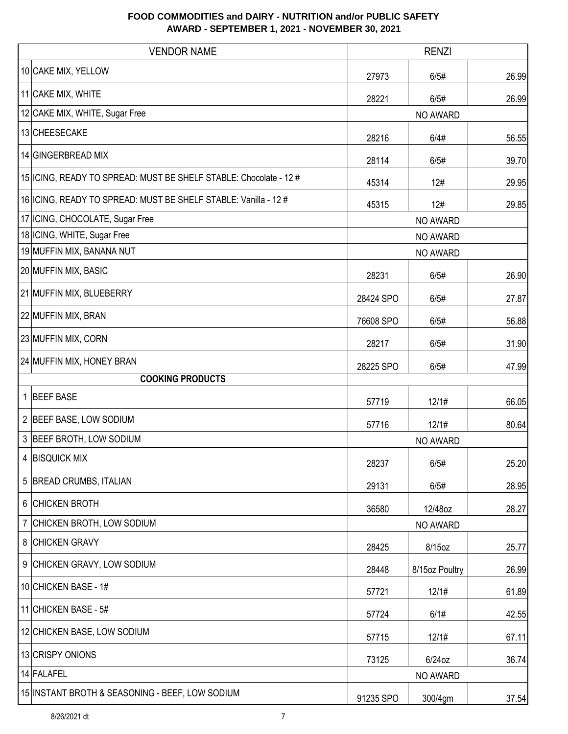## FOOD COMMODITIES and DAIRY - NUTRITION and/or PUBLIC SAFETY
## AWARD - SEPTEMBER 1, 2021 - NOVEMBER 30, 2021

| | VENDOR NAME | RENZI | | |
|---|---|---|---|---|
| 10 | CAKE MIX, YELLOW | 27973 | 6/5# | 26.99 |
| 11 | CAKE MIX, WHITE | 28221 | 6/5# | 26.99 |
| 12 | CAKE MIX, WHITE, Sugar Free | | NO AWARD | |
| 13 | CHEESECAKE | 28216 | 6/4# | 56.55 |
| 14 | GINGERBREAD MIX | 28114 | 6/5# | 39.70 |
| 15 | ICING, READY TO SPREAD: MUST BE SHELF STABLE: Chocolate - 12 # | 45314 | 12# | 29.95 |
| 16 | ICING, READY TO SPREAD: MUST BE SHELF STABLE: Vanilla - 12 # | 45315 | 12# | 29.85 |
| 17 | ICING, CHOCOLATE, Sugar Free | | NO AWARD | |
| 18 | ICING, WHITE, Sugar Free | | NO AWARD | |
| 19 | MUFFIN MIX, BANANA NUT | | NO AWARD | |
| 20 | MUFFIN MIX, BASIC | 28231 | 6/5# | 26.90 |
| 21 | MUFFIN MIX, BLUEBERRY | 28424 SPO | 6/5# | 27.87 |
| 22 | MUFFIN MIX, BRAN | 76608 SPO | 6/5# | 56.88 |
| 23 | MUFFIN MIX, CORN | 28217 | 6/5# | 31.90 |
| 24 | MUFFIN MIX, HONEY BRAN | 28225 SPO | 6/5# | 47.99 |
| | **COOKING PRODUCTS** | | | |
| 1 | BEEF BASE | 57719 | 12/1# | 66.05 |
| 2 | BEEF BASE, LOW SODIUM | 57716 | 12/1# | 80.64 |
| 3 | BEEF BROTH, LOW SODIUM | | NO AWARD | |
| 4 | BISQUICK MIX | 28237 | 6/5# | 25.20 |
| 5 | BREAD CRUMBS, ITALIAN | 29131 | 6/5# | 28.95 |
| 6 | CHICKEN BROTH | 36580 | 12/48oz | 28.27 |
| 7 | CHICKEN BROTH, LOW SODIUM | | NO AWARD | |
| 8 | CHICKEN GRAVY | 28425 | 8/15oz | 25.77 |
| 9 | CHICKEN GRAVY, LOW SODIUM | 28448 | 8/15oz Poultry | 26.99 |
| 10 | CHICKEN BASE - 1# | 57721 | 12/1# | 61.89 |
| 11 | CHICKEN BASE - 5# | 57724 | 6/1# | 42.55 |
| 12 | CHICKEN BASE, LOW SODIUM | 57715 | 12/1# | 67.11 |
| 13 | CRISPY ONIONS | 73125 | 6/24oz | 36.74 |
| 14 | FALAFEL | | NO AWARD | |
| 15 | INSTANT BROTH & SEASONING - BEEF, LOW SODIUM | 91235 SPO | 300/4gm | 37.54 |

8/26/2021 dt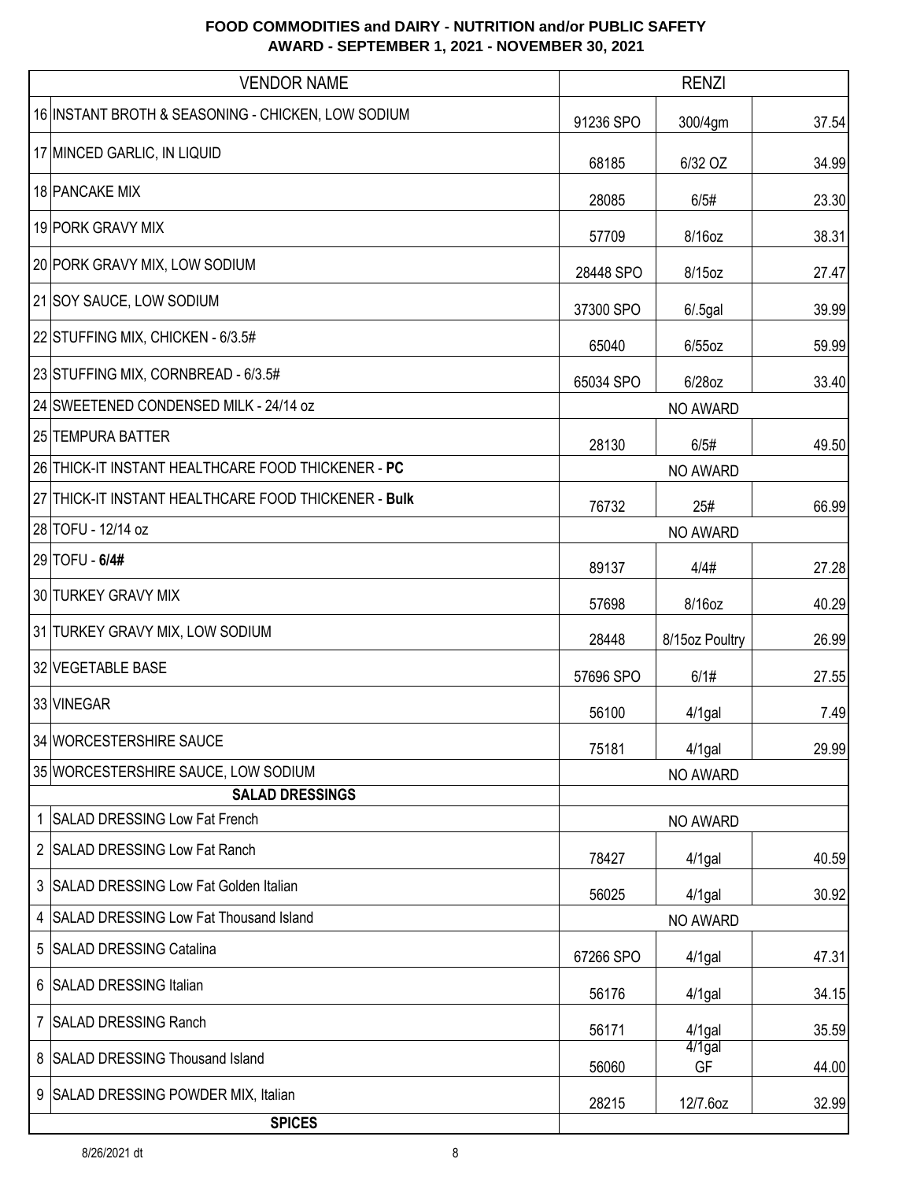## FOOD COMMODITIES and DAIRY - NUTRITION and/or PUBLIC SAFETY
## AWARD - SEPTEMBER 1, 2021 - NOVEMBER 30, 2021

| | VENDOR NAME | RENZI | | |
|---|---|---|---|---|
| 16 | INSTANT BROTH & SEASONING - CHICKEN, LOW SODIUM | 91236 SPO | 300/4gm | 37.54 |
| 17 | MINCED GARLIC, IN LIQUID | 68185 | 6/32 OZ | 34.99 |
| 18 | PANCAKE MIX | 28085 | 6/5# | 23.30 |
| 19 | PORK GRAVY MIX | 57709 | 8/16oz | 38.31 |
| 20 | PORK GRAVY MIX, LOW SODIUM | 28448 SPO | 8/15oz | 27.47 |
| 21 | SOY SAUCE, LOW SODIUM | 37300 SPO | 6/.5gal | 39.99 |
| 22 | STUFFING MIX, CHICKEN - 6/3.5# | 65040 | 6/55oz | 59.99 |
| 23 | STUFFING MIX, CORNBREAD - 6/3.5# | 65034 SPO | 6/28oz | 33.40 |
| 24 | SWEETENED CONDENSED MILK - 24/14 oz | | NO AWARD | |
| 25 | TEMPURA BATTER | 28130 | 6/5# | 49.50 |
| 26 | THICK-IT INSTANT HEALTHCARE FOOD THICKENER - **PC** | | NO AWARD | |
| 27 | THICK-IT INSTANT HEALTHCARE FOOD THICKENER - **Bulk** | 76732 | 25# | 66.99 |
| 28 | TOFU - 12/14 oz | | NO AWARD | |
| 29 | TOFU - **6/4#** | 89137 | 4/4# | 27.28 |
| 30 | TURKEY GRAVY MIX | 57698 | 8/16oz | 40.29 |
| 31 | TURKEY GRAVY MIX, LOW SODIUM | 28448 | 8/15oz Poultry | 26.99 |
| 32 | VEGETABLE BASE | 57696 SPO | 6/1# | 27.55 |
| 33 | VINEGAR | 56100 | 4/1gal | 7.49 |
| 34 | WORCESTERSHIRE SAUCE | 75181 | 4/1gal | 29.99 |
| 35 | WORCESTERSHIRE SAUCE, LOW SODIUM | | NO AWARD | |
| | **SALAD DRESSINGS** | | | |
| 1 | SALAD DRESSING Low Fat French | | NO AWARD | |
| 2 | SALAD DRESSING Low Fat Ranch | 78427 | 4/1gal | 40.59 |
| 3 | SALAD DRESSING Low Fat Golden Italian | 56025 | 4/1gal | 30.92 |
| 4 | SALAD DRESSING Low Fat Thousand Island | | NO AWARD | |
| 5 | SALAD DRESSING Catalina | 67266 SPO | 4/1gal | 47.31 |
| 6 | SALAD DRESSING Italian | 56176 | 4/1gal | 34.15 |
| 7 | SALAD DRESSING Ranch | 56171 | 4/1gal | 35.59 |
| 8 | SALAD DRESSING Thousand Island | 56060 | 4/1gal GF | 44.00 |
| 9 | SALAD DRESSING POWDER MIX, Italian | 28215 | 12/7.6oz | 32.99 |
| | **SPICES** | | | |

8/26/2021 dt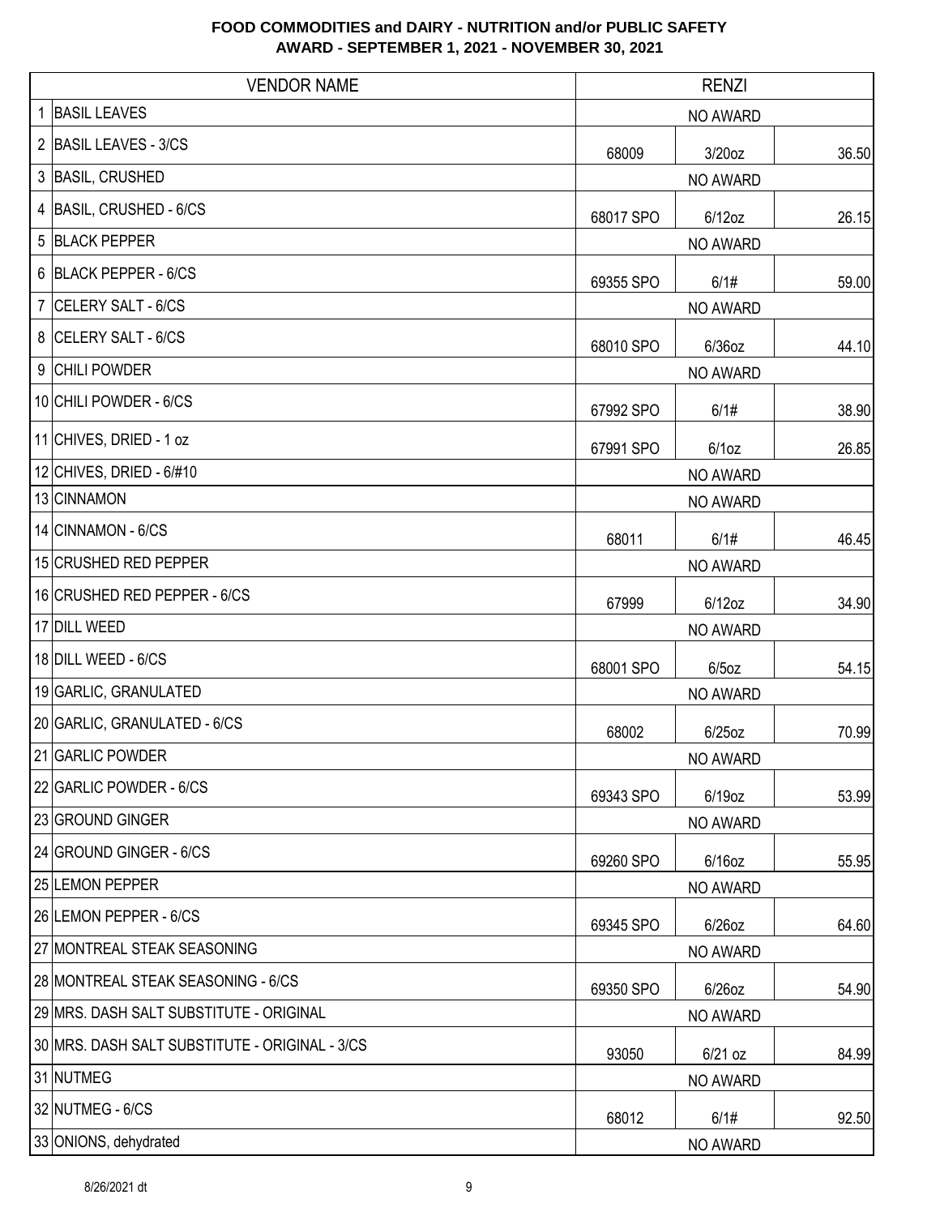**FOOD COMMODITIES and DAIRY - NUTRITION and/or PUBLIC SAFETY**
**AWARD - SEPTEMBER 1, 2021 - NOVEMBER 30, 2021**

| | VENDOR NAME | RENZI | | |
|---|---|---|---|---|
| 1 | BASIL LEAVES | | NO AWARD | |
| 2 | BASIL LEAVES - 3/CS | 68009 | 3/20oz | 36.50 |
| 3 | BASIL, CRUSHED | | NO AWARD | |
| 4 | BASIL, CRUSHED - 6/CS | 68017 SPO | 6/12oz | 26.15 |
| 5 | BLACK PEPPER | | NO AWARD | |
| 6 | BLACK PEPPER - 6/CS | 69355 SPO | 6/1# | 59.00 |
| 7 | CELERY SALT - 6/CS | | NO AWARD | |
| 8 | CELERY SALT - 6/CS | 68010 SPO | 6/36oz | 44.10 |
| 9 | CHILI POWDER | | NO AWARD | |
| 10 | CHILI POWDER - 6/CS | 67992 SPO | 6/1# | 38.90 |
| 11 | CHIVES, DRIED - 1 oz | 67991 SPO | 6/1oz | 26.85 |
| 12 | CHIVES, DRIED - 6/#10 | | NO AWARD | |
| 13 | CINNAMON | | NO AWARD | |
| 14 | CINNAMON - 6/CS | 68011 | 6/1# | 46.45 |
| 15 | CRUSHED RED PEPPER | | NO AWARD | |
| 16 | CRUSHED RED PEPPER - 6/CS | 67999 | 6/12oz | 34.90 |
| 17 | DILL WEED | | NO AWARD | |
| 18 | DILL WEED - 6/CS | 68001 SPO | 6/5oz | 54.15 |
| 19 | GARLIC, GRANULATED | | NO AWARD | |
| 20 | GARLIC, GRANULATED - 6/CS | 68002 | 6/25oz | 70.99 |
| 21 | GARLIC POWDER | | NO AWARD | |
| 22 | GARLIC POWDER - 6/CS | 69343 SPO | 6/19oz | 53.99 |
| 23 | GROUND GINGER | | NO AWARD | |
| 24 | GROUND GINGER - 6/CS | 69260 SPO | 6/16oz | 55.95 |
| 25 | LEMON PEPPER | | NO AWARD | |
| 26 | LEMON PEPPER - 6/CS | 69345 SPO | 6/26oz | 64.60 |
| 27 | MONTREAL STEAK SEASONING | | NO AWARD | |
| 28 | MONTREAL STEAK SEASONING - 6/CS | 69350 SPO | 6/26oz | 54.90 |
| 29 | MRS. DASH SALT SUBSTITUTE - ORIGINAL | | NO AWARD | |
| 30 | MRS. DASH SALT SUBSTITUTE - ORIGINAL - 3/CS | 93050 | 6/21 oz | 84.99 |
| 31 | NUTMEG | | NO AWARD | |
| 32 | NUTMEG - 6/CS | 68012 | 6/1# | 92.50 |
| 33 | ONIONS, dehydrated | | NO AWARD | |

8/26/2021 dt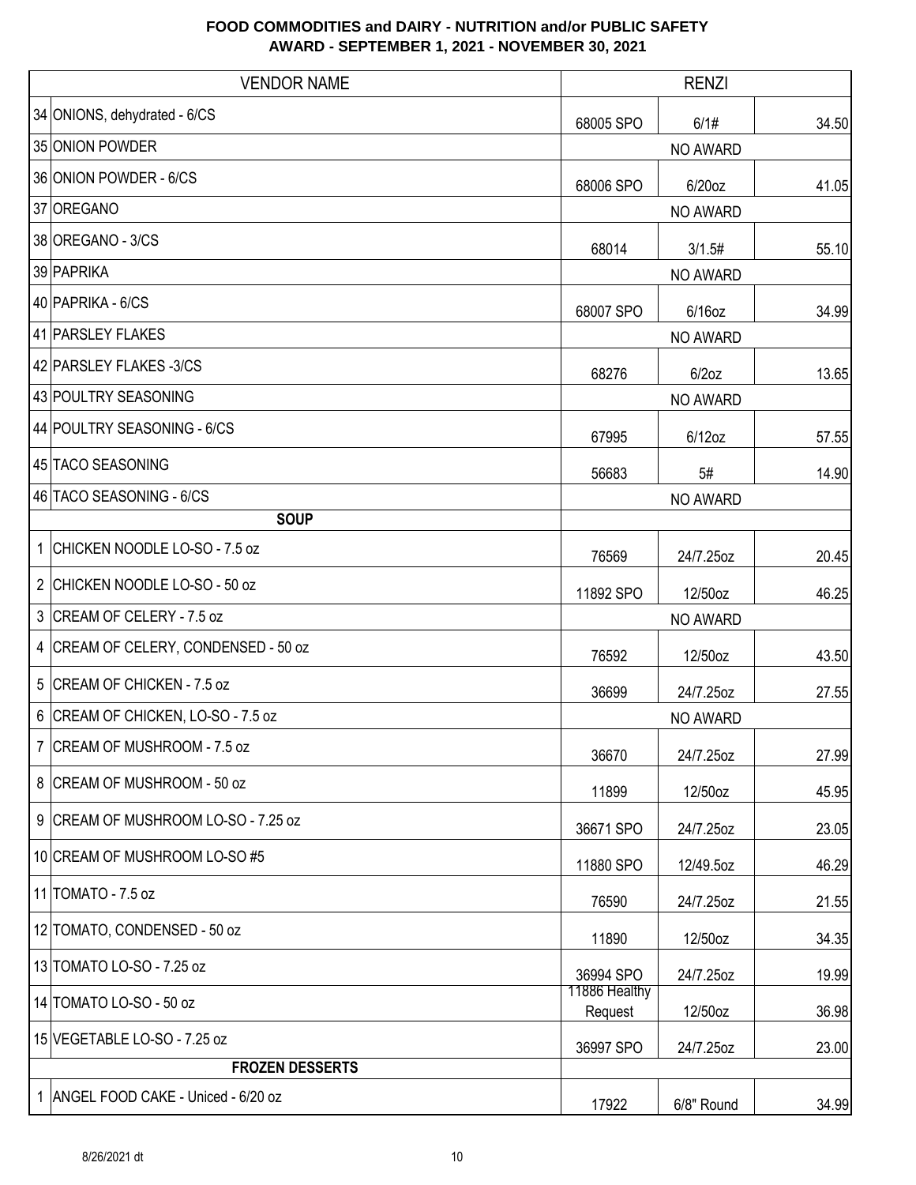**FOOD COMMODITIES and DAIRY - NUTRITION and/or PUBLIC SAFETY**
**AWARD - SEPTEMBER 1, 2021 - NOVEMBER 30, 2021**

| VENDOR NAME | RENZI | | |
|---|---|---|---|
| 34 ONIONS, dehydrated - 6/CS | 68005 SPO | 6/1# | 34.50 |
| 35 ONION POWDER | | NO AWARD | |
| 36 ONION POWDER - 6/CS | 68006 SPO | 6/20oz | 41.05 |
| 37 OREGANO | | NO AWARD | |
| 38 OREGANO - 3/CS | 68014 | 3/1.5# | 55.10 |
| 39 PAPRIKA | | NO AWARD | |
| 40 PAPRIKA - 6/CS | 68007 SPO | 6/16oz | 34.99 |
| 41 PARSLEY FLAKES | | NO AWARD | |
| 42 PARSLEY FLAKES -3/CS | 68276 | 6/2oz | 13.65 |
| 43 POULTRY SEASONING | | NO AWARD | |
| 44 POULTRY SEASONING - 6/CS | 67995 | 6/12oz | 57.55 |
| 45 TACO SEASONING | 56683 | 5# | 14.90 |
| 46 TACO SEASONING - 6/CS | | NO AWARD | |
| **SOUP** | | | |
| 1 CHICKEN NOODLE LO-SO - 7.5 oz | 76569 | 24/7.25oz | 20.45 |
| 2 CHICKEN NOODLE LO-SO - 50 oz | 11892 SPO | 12/50oz | 46.25 |
| 3 CREAM OF CELERY - 7.5 oz | | NO AWARD | |
| 4 CREAM OF CELERY, CONDENSED - 50 oz | 76592 | 12/50oz | 43.50 |
| 5 CREAM OF CHICKEN - 7.5 oz | 36699 | 24/7.25oz | 27.55 |
| 6 CREAM OF CHICKEN, LO-SO - 7.5 oz | | NO AWARD | |
| 7 CREAM OF MUSHROOM - 7.5 oz | 36670 | 24/7.25oz | 27.99 |
| 8 CREAM OF MUSHROOM - 50 oz | 11899 | 12/50oz | 45.95 |
| 9 CREAM OF MUSHROOM LO-SO - 7.25 oz | 36671 SPO | 24/7.25oz | 23.05 |
| 10 CREAM OF MUSHROOM LO-SO #5 | 11880 SPO | 12/49.5oz | 46.29 |
| 11 TOMATO - 7.5 oz | 76590 | 24/7.25oz | 21.55 |
| 12 TOMATO, CONDENSED - 50 oz | 11890 | 12/50oz | 34.35 |
| 13 TOMATO LO-SO - 7.25 oz | 36994 SPO | 24/7.25oz | 19.99 |
| 14 TOMATO LO-SO - 50 oz | 11886 Healthy Request | 12/50oz | 36.98 |
| 15 VEGETABLE LO-SO - 7.25 oz | 36997 SPO | 24/7.25oz | 23.00 |
| **FROZEN DESSERTS** | | | |
| 1 ANGEL FOOD CAKE - Uniced - 6/20 oz | 17922 | 6/8" Round | 34.99 |

8/26/2021 dt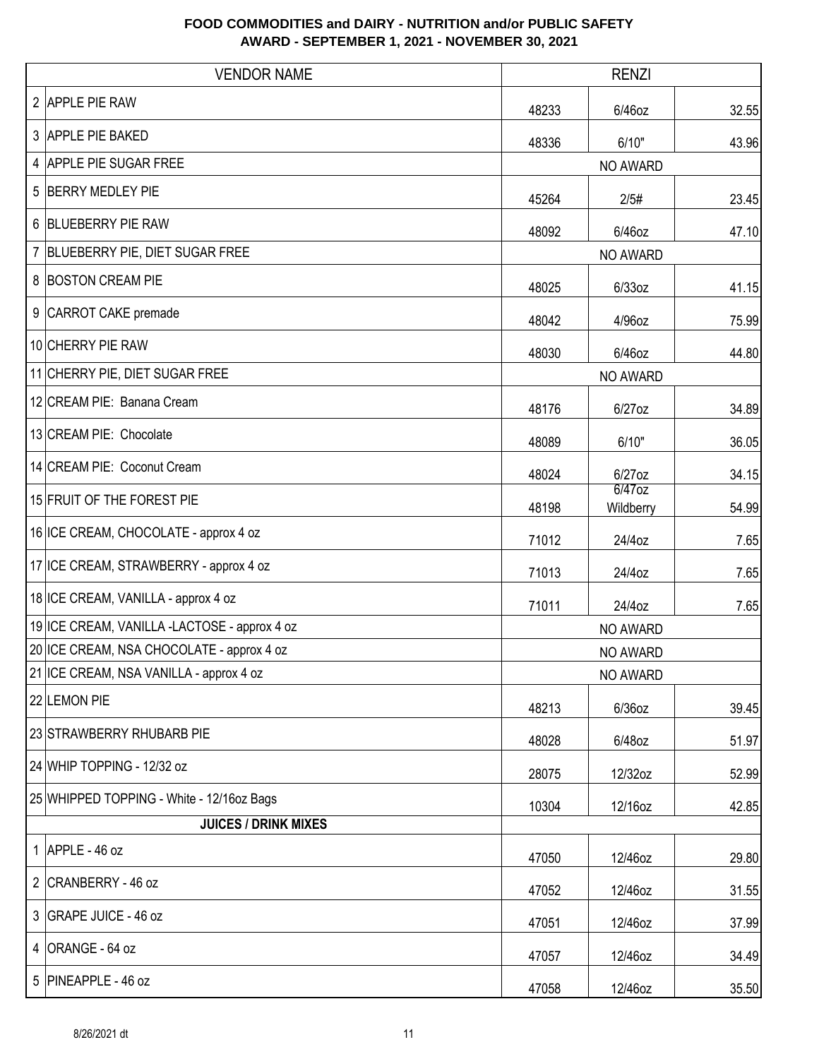**FOOD COMMODITIES and DAIRY - NUTRITION and/or PUBLIC SAFETY**
**AWARD - SEPTEMBER 1, 2021 - NOVEMBER 30, 2021**

| | VENDOR NAME | RENZI | | |
|---|---|---|---|---|
| 2 | APPLE PIE RAW | 48233 | 6/46oz | 32.55 |
| 3 | APPLE PIE BAKED | 48336 | 6/10" | 43.96 |
| 4 | APPLE PIE SUGAR FREE | | NO AWARD | |
| 5 | BERRY MEDLEY PIE | 45264 | 2/5# | 23.45 |
| 6 | BLUEBERRY PIE RAW | 48092 | 6/46oz | 47.10 |
| 7 | BLUEBERRY PIE, DIET SUGAR FREE | | NO AWARD | |
| 8 | BOSTON CREAM PIE | 48025 | 6/33oz | 41.15 |
| 9 | CARROT CAKE premade | 48042 | 4/96oz | 75.99 |
| 10 | CHERRY PIE RAW | 48030 | 6/46oz | 44.80 |
| 11 | CHERRY PIE, DIET SUGAR FREE | | NO AWARD | |
| 12 | CREAM PIE: Banana Cream | 48176 | 6/27oz | 34.89 |
| 13 | CREAM PIE: Chocolate | 48089 | 6/10" | 36.05 |
| 14 | CREAM PIE: Coconut Cream | 48024 | 6/27oz | 34.15 |
| 15 | FRUIT OF THE FOREST PIE | 48198 | 6/47oz Wildberry | 54.99 |
| 16 | ICE CREAM, CHOCOLATE - approx 4 oz | 71012 | 24/4oz | 7.65 |
| 17 | ICE CREAM, STRAWBERRY - approx 4 oz | 71013 | 24/4oz | 7.65 |
| 18 | ICE CREAM, VANILLA - approx 4 oz | 71011 | 24/4oz | 7.65 |
| 19 | ICE CREAM, VANILLA -LACTOSE - approx 4 oz | | NO AWARD | |
| 20 | ICE CREAM, NSA CHOCOLATE - approx 4 oz | | NO AWARD | |
| 21 | ICE CREAM, NSA VANILLA - approx 4 oz | | NO AWARD | |
| 22 | LEMON PIE | 48213 | 6/36oz | 39.45 |
| 23 | STRAWBERRY RHUBARB PIE | 48028 | 6/48oz | 51.97 |
| 24 | WHIP TOPPING - 12/32 oz | 28075 | 12/32oz | 52.99 |
| 25 | WHIPPED TOPPING - White - 12/16oz Bags | 10304 | 12/16oz | 42.85 |
| | **JUICES / DRINK MIXES** | | | |
| 1 | APPLE - 46 oz | 47050 | 12/46oz | 29.80 |
| 2 | CRANBERRY - 46 oz | 47052 | 12/46oz | 31.55 |
| 3 | GRAPE JUICE - 46 oz | 47051 | 12/46oz | 37.99 |
| 4 | ORANGE - 64 oz | 47057 | 12/46oz | 34.49 |
| 5 | PINEAPPLE - 46 oz | 47058 | 12/46oz | 35.50 |

8/26/2021 dt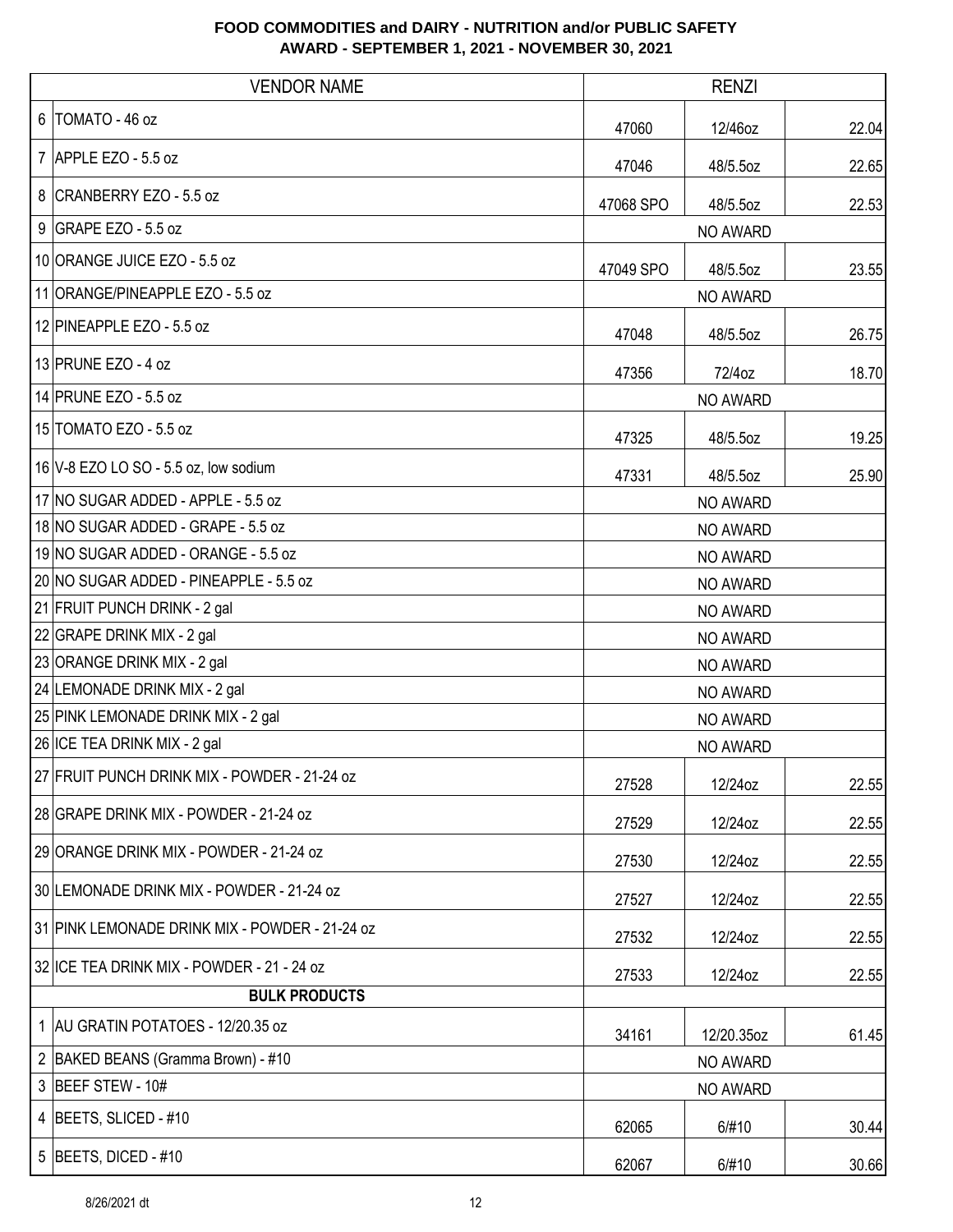**FOOD COMMODITIES and DAIRY - NUTRITION and/or PUBLIC SAFETY**
**AWARD - SEPTEMBER 1, 2021 - NOVEMBER 30, 2021**

| | VENDOR NAME | RENZI | | |
|---|---|---|---|---|
| 6 | TOMATO - 46 oz | 47060 | 12/46oz | 22.04 |
| 7 | APPLE EZO - 5.5 oz | 47046 | 48/5.5oz | 22.65 |
| 8 | CRANBERRY EZO - 5.5 oz | 47068 SPO | 48/5.5oz | 22.53 |
| 9 | GRAPE EZO - 5.5 oz | | NO AWARD | |
| 10 | ORANGE JUICE EZO - 5.5 oz | 47049 SPO | 48/5.5oz | 23.55 |
| 11 | ORANGE/PINEAPPLE EZO - 5.5 oz | | NO AWARD | |
| 12 | PINEAPPLE EZO - 5.5 oz | 47048 | 48/5.5oz | 26.75 |
| 13 | PRUNE EZO - 4 oz | 47356 | 72/4oz | 18.70 |
| 14 | PRUNE EZO - 5.5 oz | | NO AWARD | |
| 15 | TOMATO EZO - 5.5 oz | 47325 | 48/5.5oz | 19.25 |
| 16 | V-8 EZO LO SO - 5.5 oz, low sodium | 47331 | 48/5.5oz | 25.90 |
| 17 | NO SUGAR ADDED - APPLE - 5.5 oz | | NO AWARD | |
| 18 | NO SUGAR ADDED - GRAPE - 5.5 oz | | NO AWARD | |
| 19 | NO SUGAR ADDED - ORANGE - 5.5 oz | | NO AWARD | |
| 20 | NO SUGAR ADDED - PINEAPPLE - 5.5 oz | | NO AWARD | |
| 21 | FRUIT PUNCH DRINK - 2 gal | | NO AWARD | |
| 22 | GRAPE DRINK MIX - 2 gal | | NO AWARD | |
| 23 | ORANGE DRINK MIX - 2 gal | | NO AWARD | |
| 24 | LEMONADE DRINK MIX - 2 gal | | NO AWARD | |
| 25 | PINK LEMONADE DRINK MIX - 2 gal | | NO AWARD | |
| 26 | ICE TEA DRINK MIX - 2 gal | | NO AWARD | |
| 27 | FRUIT PUNCH DRINK MIX - POWDER - 21-24 oz | 27528 | 12/24oz | 22.55 |
| 28 | GRAPE DRINK MIX - POWDER - 21-24 oz | 27529 | 12/24oz | 22.55 |
| 29 | ORANGE DRINK MIX - POWDER - 21-24 oz | 27530 | 12/24oz | 22.55 |
| 30 | LEMONADE DRINK MIX - POWDER - 21-24 oz | 27527 | 12/24oz | 22.55 |
| 31 | PINK LEMONADE DRINK MIX - POWDER - 21-24 oz | 27532 | 12/24oz | 22.55 |
| 32 | ICE TEA DRINK MIX - POWDER - 21 - 24 oz | 27533 | 12/24oz | 22.55 |
| | **BULK PRODUCTS** | | | |
| 1 | AU GRATIN POTATOES - 12/20.35 oz | 34161 | 12/20.35oz | 61.45 |
| 2 | BAKED BEANS (Gramma Brown) - #10 | | NO AWARD | |
| 3 | BEEF STEW - 10# | | NO AWARD | |
| 4 | BEETS, SLICED - #10 | 62065 | 6/#10 | 30.44 |
| 5 | BEETS, DICED - #10 | 62067 | 6/#10 | 30.66 |

8/26/2021 dt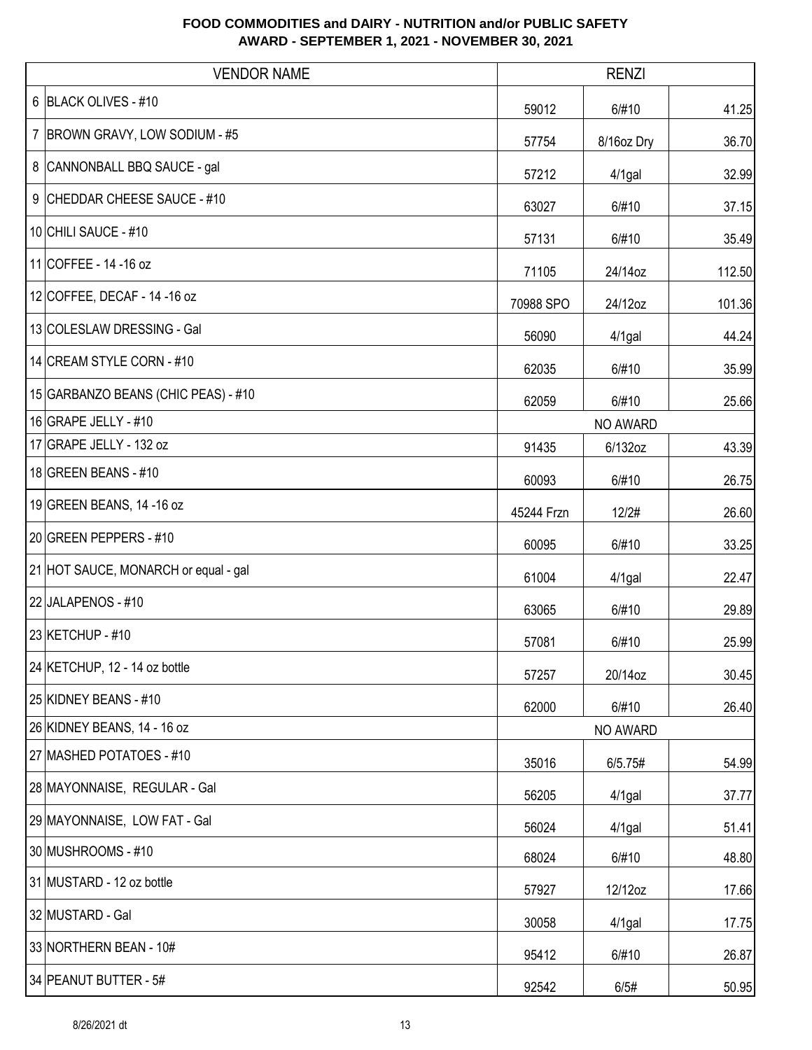**FOOD COMMODITIES and DAIRY - NUTRITION and/or PUBLIC SAFETY**
**AWARD - SEPTEMBER 1, 2021 - NOVEMBER 30, 2021**

| | VENDOR NAME | RENZI | | |
|---|---|---|---|---|
| 6 | BLACK OLIVES - #10 | 59012 | 6/#10 | 41.25 |
| 7 | BROWN GRAVY, LOW SODIUM - #5 | 57754 | 8/16oz Dry | 36.70 |
| 8 | CANNONBALL BBQ SAUCE - gal | 57212 | 4/1gal | 32.99 |
| 9 | CHEDDAR CHEESE SAUCE - #10 | 63027 | 6/#10 | 37.15 |
| 10 | CHILI SAUCE - #10 | 57131 | 6/#10 | 35.49 |
| 11 | COFFEE - 14 -16 oz | 71105 | 24/14oz | 112.50 |
| 12 | COFFEE, DECAF - 14 -16 oz | 70988 SPO | 24/12oz | 101.36 |
| 13 | COLESLAW DRESSING - Gal | 56090 | 4/1gal | 44.24 |
| 14 | CREAM STYLE CORN - #10 | 62035 | 6/#10 | 35.99 |
| 15 | GARBANZO BEANS (CHIC PEAS) - #10 | 62059 | 6/#10 | 25.66 |
| 16 | GRAPE JELLY - #10 | | NO AWARD | |
| 17 | GRAPE JELLY - 132 oz | 91435 | 6/132oz | 43.39 |
| 18 | GREEN BEANS - #10 | 60093 | 6/#10 | 26.75 |
| 19 | GREEN BEANS, 14 -16 oz | 45244 Frzn | 12/2# | 26.60 |
| 20 | GREEN PEPPERS - #10 | 60095 | 6/#10 | 33.25 |
| 21 | HOT SAUCE, MONARCH or equal - gal | 61004 | 4/1gal | 22.47 |
| 22 | JALAPENOS - #10 | 63065 | 6/#10 | 29.89 |
| 23 | KETCHUP - #10 | 57081 | 6/#10 | 25.99 |
| 24 | KETCHUP, 12 - 14 oz bottle | 57257 | 20/14oz | 30.45 |
| 25 | KIDNEY BEANS - #10 | 62000 | 6/#10 | 26.40 |
| 26 | KIDNEY BEANS, 14 - 16 oz | | NO AWARD | |
| 27 | MASHED POTATOES - #10 | 35016 | 6/5.75# | 54.99 |
| 28 | MAYONNAISE, REGULAR - Gal | 56205 | 4/1gal | 37.77 |
| 29 | MAYONNAISE, LOW FAT - Gal | 56024 | 4/1gal | 51.41 |
| 30 | MUSHROOMS - #10 | 68024 | 6/#10 | 48.80 |
| 31 | MUSTARD - 12 oz bottle | 57927 | 12/12oz | 17.66 |
| 32 | MUSTARD - Gal | 30058 | 4/1gal | 17.75 |
| 33 | NORTHERN BEAN - 10# | 95412 | 6/#10 | 26.87 |
| 34 | PEANUT BUTTER - 5# | 92542 | 6/5# | 50.95 |

8/26/2021 dt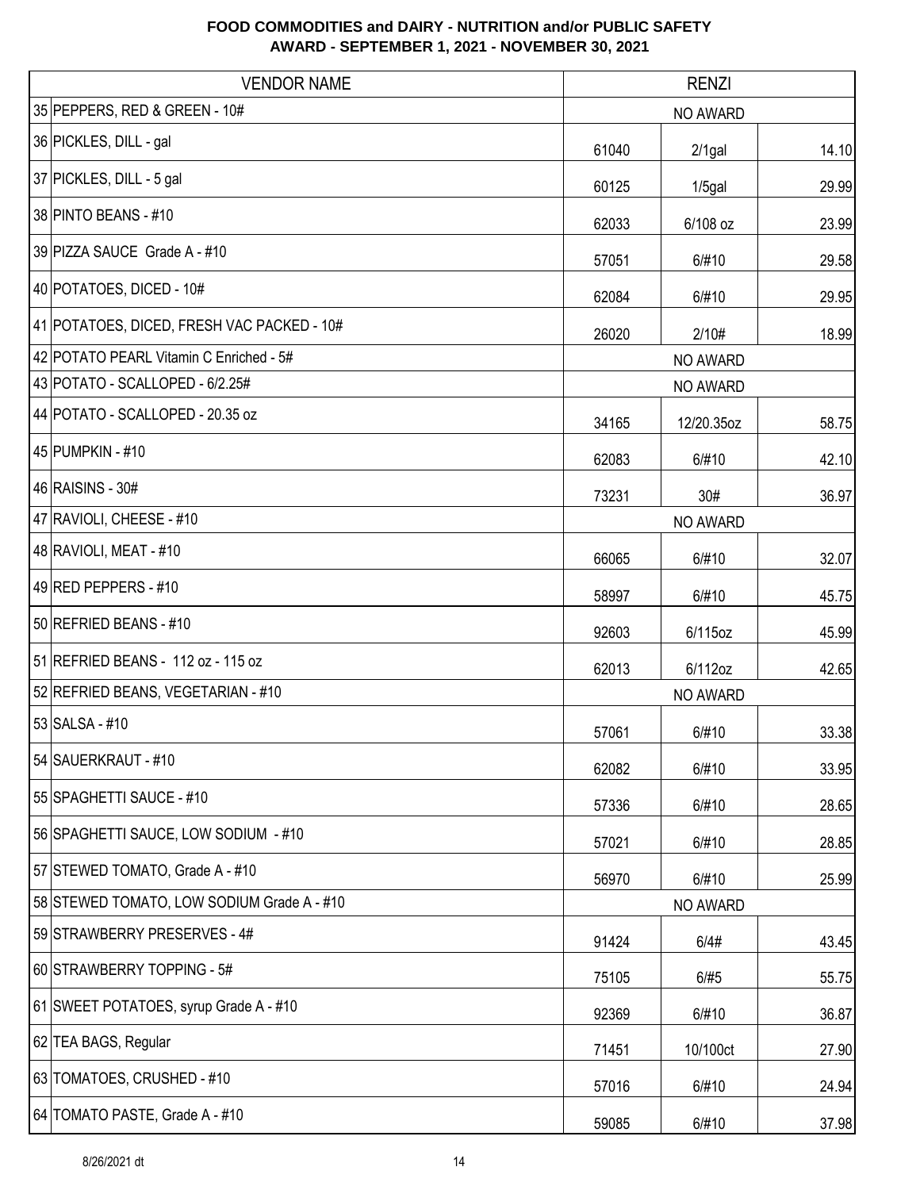**FOOD COMMODITIES and DAIRY - NUTRITION and/or PUBLIC SAFETY**
**AWARD - SEPTEMBER 1, 2021 - NOVEMBER 30, 2021**

| VENDOR NAME | RENZI | | |
|---|---|---|---|
| 35 PEPPERS, RED & GREEN - 10# | NO AWARD | | |
| 36 PICKLES, DILL - gal | 61040 | 2/1gal | 14.10 |
| 37 PICKLES, DILL - 5 gal | 60125 | 1/5gal | 29.99 |
| 38 PINTO BEANS - #10 | 62033 | 6/108 oz | 23.99 |
| 39 PIZZA SAUCE Grade A - #10 | 57051 | 6/#10 | 29.58 |
| 40 POTATOES, DICED - 10# | 62084 | 6/#10 | 29.95 |
| 41 POTATOES, DICED, FRESH VAC PACKED - 10# | 26020 | 2/10# | 18.99 |
| 42 POTATO PEARL Vitamin C Enriched - 5# | NO AWARD | | |
| 43 POTATO - SCALLOPED - 6/2.25# | NO AWARD | | |
| 44 POTATO - SCALLOPED - 20.35 oz | 34165 | 12/20.35oz | 58.75 |
| 45 PUMPKIN - #10 | 62083 | 6/#10 | 42.10 |
| 46 RAISINS - 30# | 73231 | 30# | 36.97 |
| 47 RAVIOLI, CHEESE - #10 | NO AWARD | | |
| 48 RAVIOLI, MEAT - #10 | 66065 | 6/#10 | 32.07 |
| 49 RED PEPPERS - #10 | 58997 | 6/#10 | 45.75 |
| 50 REFRIED BEANS - #10 | 92603 | 6/115oz | 45.99 |
| 51 REFRIED BEANS - 112 oz - 115 oz | 62013 | 6/112oz | 42.65 |
| 52 REFRIED BEANS, VEGETARIAN - #10 | NO AWARD | | |
| 53 SALSA - #10 | 57061 | 6/#10 | 33.38 |
| 54 SAUERKRAUT - #10 | 62082 | 6/#10 | 33.95 |
| 55 SPAGHETTI SAUCE - #10 | 57336 | 6/#10 | 28.65 |
| 56 SPAGHETTI SAUCE, LOW SODIUM - #10 | 57021 | 6/#10 | 28.85 |
| 57 STEWED TOMATO, Grade A - #10 | 56970 | 6/#10 | 25.99 |
| 58 STEWED TOMATO, LOW SODIUM Grade A - #10 | NO AWARD | | |
| 59 STRAWBERRY PRESERVES - 4# | 91424 | 6/4# | 43.45 |
| 60 STRAWBERRY TOPPING - 5# | 75105 | 6/#5 | 55.75 |
| 61 SWEET POTATOES, syrup Grade A - #10 | 92369 | 6/#10 | 36.87 |
| 62 TEA BAGS, Regular | 71451 | 10/100ct | 27.90 |
| 63 TOMATOES, CRUSHED - #10 | 57016 | 6/#10 | 24.94 |
| 64 TOMATO PASTE, Grade A - #10 | 59085 | 6/#10 | 37.98 |

8/26/2021 dt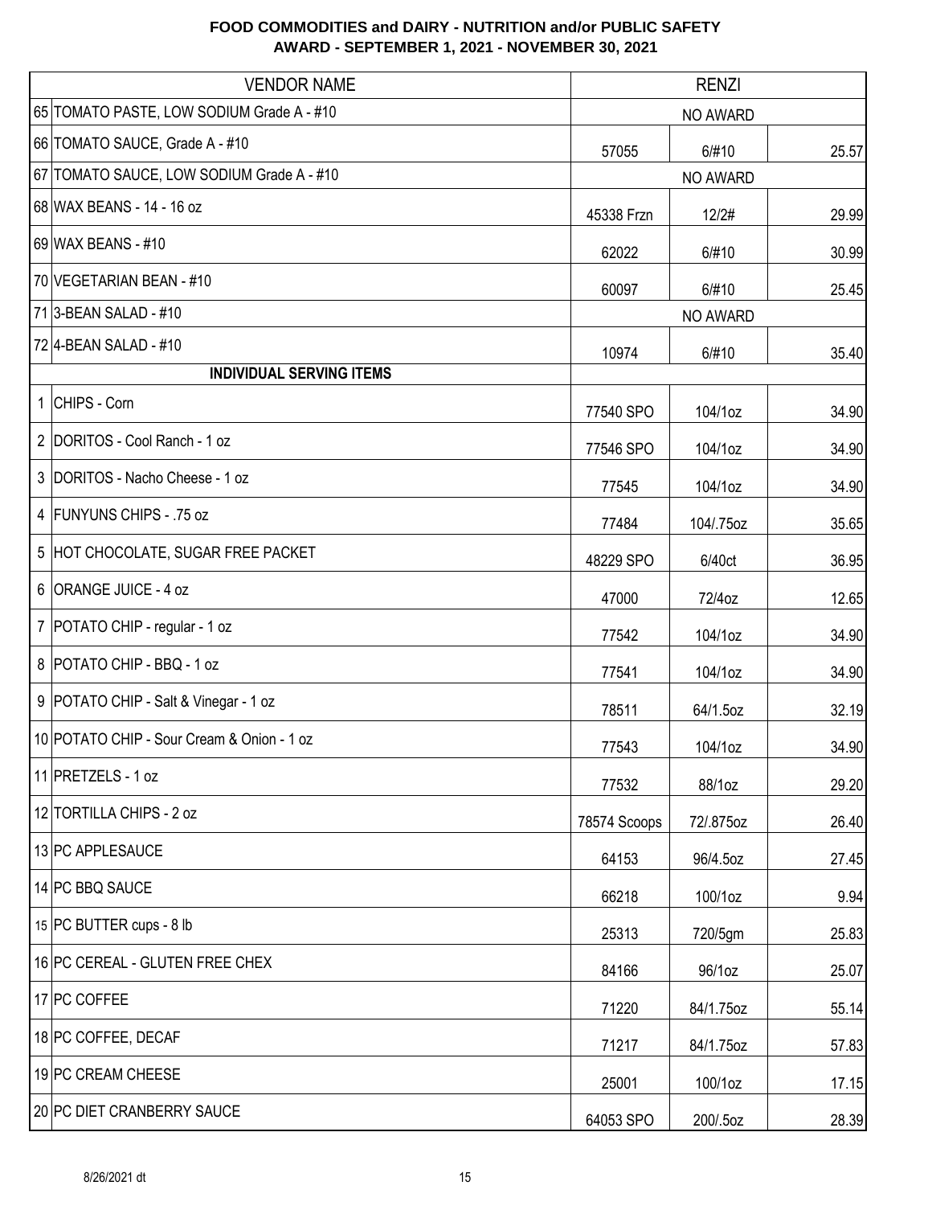# FOOD COMMODITIES and DAIRY - NUTRITION and/or PUBLIC SAFETY
## AWARD - SEPTEMBER 1, 2021 - NOVEMBER 30, 2021

| VENDOR NAME | RENZI | | |
|---|---|---|---|
| 65 TOMATO PASTE, LOW SODIUM Grade A - #10 | NO AWARD | | |
| 66 TOMATO SAUCE, Grade A - #10 | 57055 | 6/#10 | 25.57 |
| 67 TOMATO SAUCE, LOW SODIUM Grade A - #10 | NO AWARD | | |
| 68 WAX BEANS - 14 - 16 oz | 45338 Frzn | 12/2# | 29.99 |
| 69 WAX BEANS - #10 | 62022 | 6/#10 | 30.99 |
| 70 VEGETARIAN BEAN - #10 | 60097 | 6/#10 | 25.45 |
| 71 3-BEAN SALAD - #10 | NO AWARD | | |
| 72 4-BEAN SALAD - #10 | 10974 | 6/#10 | 35.40 |
| **INDIVIDUAL SERVING ITEMS** | | | |
| 1 CHIPS - Corn | 77540 SPO | 104/1oz | 34.90 |
| 2 DORITOS - Cool Ranch - 1 oz | 77546 SPO | 104/1oz | 34.90 |
| 3 DORITOS - Nacho Cheese - 1 oz | 77545 | 104/1oz | 34.90 |
| 4 FUNYUNS CHIPS - .75 oz | 77484 | 104/.75oz | 35.65 |
| 5 HOT CHOCOLATE, SUGAR FREE PACKET | 48229 SPO | 6/40ct | 36.95 |
| 6 ORANGE JUICE - 4 oz | 47000 | 72/4oz | 12.65 |
| 7 POTATO CHIP - regular - 1 oz | 77542 | 104/1oz | 34.90 |
| 8 POTATO CHIP - BBQ - 1 oz | 77541 | 104/1oz | 34.90 |
| 9 POTATO CHIP - Salt & Vinegar - 1 oz | 78511 | 64/1.5oz | 32.19 |
| 10 POTATO CHIP - Sour Cream & Onion - 1 oz | 77543 | 104/1oz | 34.90 |
| 11 PRETZELS - 1 oz | 77532 | 88/1oz | 29.20 |
| 12 TORTILLA CHIPS - 2 oz | 78574 Scoops | 72/.875oz | 26.40 |
| 13 PC APPLESAUCE | 64153 | 96/4.5oz | 27.45 |
| 14 PC BBQ SAUCE | 66218 | 100/1oz | 9.94 |
| 15 PC BUTTER cups - 8 lb | 25313 | 720/5gm | 25.83 |
| 16 PC CEREAL - GLUTEN FREE CHEX | 84166 | 96/1oz | 25.07 |
| 17 PC COFFEE | 71220 | 84/1.75oz | 55.14 |
| 18 PC COFFEE, DECAF | 71217 | 84/1.75oz | 57.83 |
| 19 PC CREAM CHEESE | 25001 | 100/1oz | 17.15 |
| 20 PC DIET CRANBERRY SAUCE | 64053 SPO | 200/.5oz | 28.39 |

8/26/2021 dt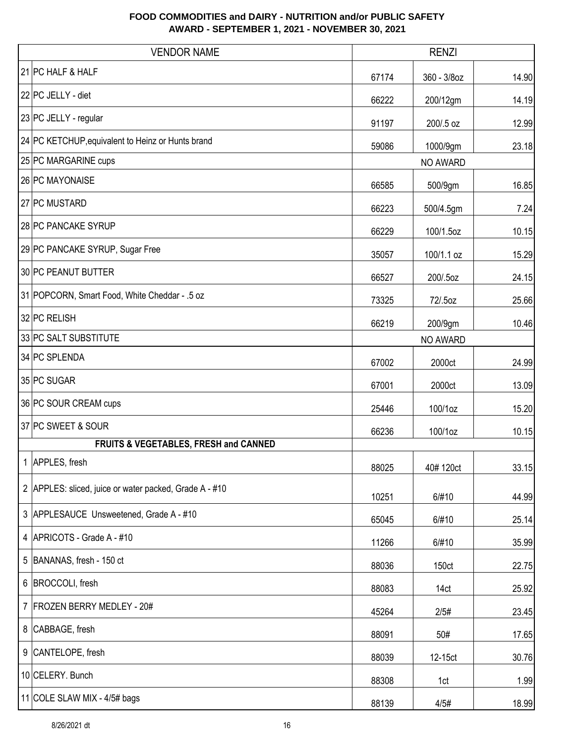**FOOD COMMODITIES and DAIRY - NUTRITION and/or PUBLIC SAFETY**
**AWARD - SEPTEMBER 1, 2021 - NOVEMBER 30, 2021**

| | VENDOR NAME | RENZI | | |
|---|---|---|---|---|
| 21 | PC HALF & HALF | 67174 | 360 - 3/8oz | 14.90 |
| 22 | PC JELLY - diet | 66222 | 200/12gm | 14.19 |
| 23 | PC JELLY - regular | 91197 | 200/.5 oz | 12.99 |
| 24 | PC KETCHUP,equivalent to Heinz or Hunts brand | 59086 | 1000/9gm | 23.18 |
| 25 | PC MARGARINE cups | | NO AWARD | |
| 26 | PC MAYONAISE | 66585 | 500/9gm | 16.85 |
| 27 | PC MUSTARD | 66223 | 500/4.5gm | 7.24 |
| 28 | PC PANCAKE SYRUP | 66229 | 100/1.5oz | 10.15 |
| 29 | PC PANCAKE SYRUP, Sugar Free | 35057 | 100/1.1 oz | 15.29 |
| 30 | PC PEANUT BUTTER | 66527 | 200/.5oz | 24.15 |
| 31 | POPCORN, Smart Food, White Cheddar - .5 oz | 73325 | 72/.5oz | 25.66 |
| 32 | PC RELISH | 66219 | 200/9gm | 10.46 |
| 33 | PC SALT SUBSTITUTE | | NO AWARD | |
| 34 | PC SPLENDA | 67002 | 2000ct | 24.99 |
| 35 | PC SUGAR | 67001 | 2000ct | 13.09 |
| 36 | PC SOUR CREAM cups | 25446 | 100/1oz | 15.20 |
| 37 | PC SWEET & SOUR | 66236 | 100/1oz | 10.15 |
| | **FRUITS & VEGETABLES, FRESH and CANNED** | | | |
| 1 | APPLES, fresh | 88025 | 40# 120ct | 33.15 |
| 2 | APPLES: sliced, juice or water packed, Grade A - #10 | 10251 | 6/#10 | 44.99 |
| 3 | APPLESAUCE Unsweetened, Grade A - #10 | 65045 | 6/#10 | 25.14 |
| 4 | APRICOTS - Grade A - #10 | 11266 | 6/#10 | 35.99 |
| 5 | BANANAS, fresh - 150 ct | 88036 | 150ct | 22.75 |
| 6 | BROCCOLI, fresh | 88083 | 14ct | 25.92 |
| 7 | FROZEN BERRY MEDLEY - 20# | 45264 | 2/5# | 23.45 |
| 8 | CABBAGE, fresh | 88091 | 50# | 17.65 |
| 9 | CANTELOPE, fresh | 88039 | 12-15ct | 30.76 |
| 10 | CELERY. Bunch | 88308 | 1ct | 1.99 |
| 11 | COLE SLAW MIX - 4/5# bags | 88139 | 4/5# | 18.99 |

8/26/2021 dt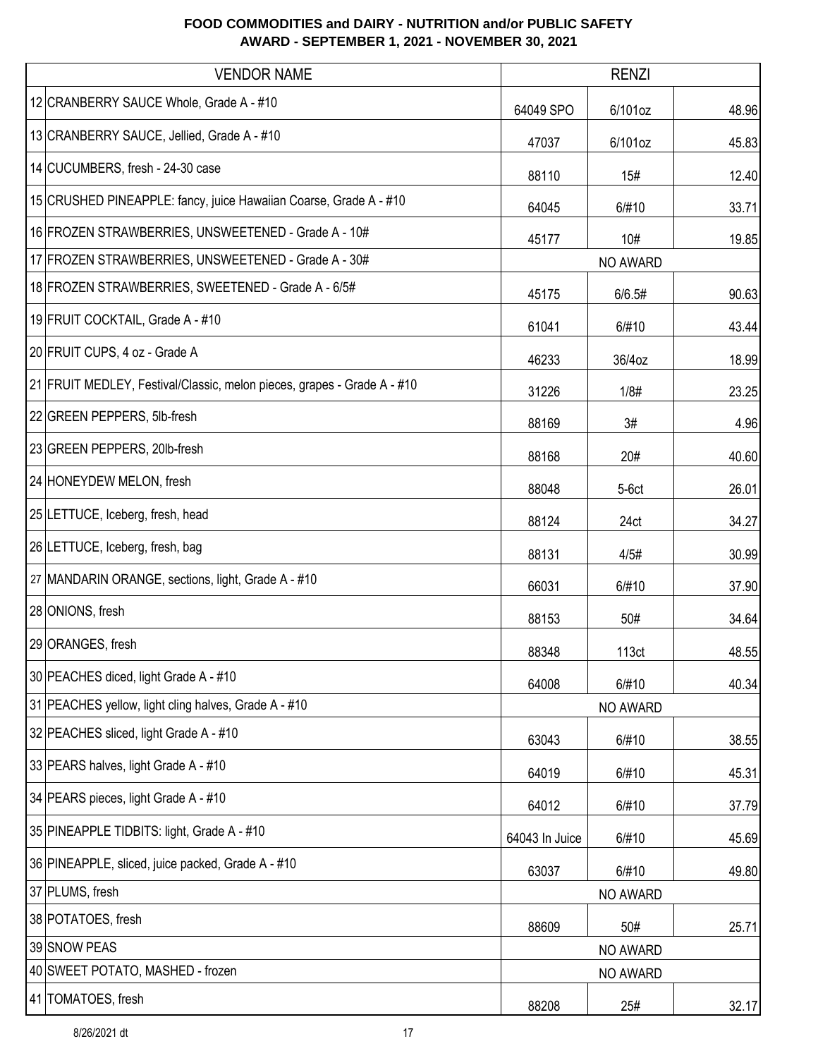**FOOD COMMODITIES and DAIRY - NUTRITION and/or PUBLIC SAFETY**
**AWARD - SEPTEMBER 1, 2021 - NOVEMBER 30, 2021**

| | VENDOR NAME | RENZI | | |
|---|---|---|---|---|
| 12 | CRANBERRY SAUCE Whole, Grade A - #10 | 64049 SPO | 6/101oz | 48.96 |
| 13 | CRANBERRY SAUCE, Jellied, Grade A - #10 | 47037 | 6/101oz | 45.83 |
| 14 | CUCUMBERS, fresh - 24-30 case | 88110 | 15# | 12.40 |
| 15 | CRUSHED PINEAPPLE: fancy, juice Hawaiian Coarse, Grade A - #10 | 64045 | 6/#10 | 33.71 |
| 16 | FROZEN STRAWBERRIES, UNSWEETENED - Grade A - 10# | 45177 | 10# | 19.85 |
| 17 | FROZEN STRAWBERRIES, UNSWEETENED - Grade A - 30# | | NO AWARD | |
| 18 | FROZEN STRAWBERRIES, SWEETENED - Grade A - 6/5# | 45175 | 6/6.5# | 90.63 |
| 19 | FRUIT COCKTAIL, Grade A - #10 | 61041 | 6/#10 | 43.44 |
| 20 | FRUIT CUPS, 4 oz - Grade A | 46233 | 36/4oz | 18.99 |
| 21 | FRUIT MEDLEY, Festival/Classic, melon pieces, grapes - Grade A - #10 | 31226 | 1/8# | 23.25 |
| 22 | GREEN PEPPERS, 5lb-fresh | 88169 | 3# | 4.96 |
| 23 | GREEN PEPPERS, 20lb-fresh | 88168 | 20# | 40.60 |
| 24 | HONEYDEW MELON, fresh | 88048 | 5-6ct | 26.01 |
| 25 | LETTUCE, Iceberg, fresh, head | 88124 | 24ct | 34.27 |
| 26 | LETTUCE, Iceberg, fresh, bag | 88131 | 4/5# | 30.99 |
| 27 | MANDARIN ORANGE, sections, light, Grade A - #10 | 66031 | 6/#10 | 37.90 |
| 28 | ONIONS, fresh | 88153 | 50# | 34.64 |
| 29 | ORANGES, fresh | 88348 | 113ct | 48.55 |
| 30 | PEACHES diced, light Grade A - #10 | 64008 | 6/#10 | 40.34 |
| 31 | PEACHES yellow, light cling halves, Grade A - #10 | | NO AWARD | |
| 32 | PEACHES sliced, light Grade A - #10 | 63043 | 6/#10 | 38.55 |
| 33 | PEARS halves, light Grade A - #10 | 64019 | 6/#10 | 45.31 |
| 34 | PEARS pieces, light Grade A - #10 | 64012 | 6/#10 | 37.79 |
| 35 | PINEAPPLE TIDBITS: light, Grade A - #10 | 64043 In Juice | 6/#10 | 45.69 |
| 36 | PINEAPPLE, sliced, juice packed, Grade A - #10 | 63037 | 6/#10 | 49.80 |
| 37 | PLUMS, fresh | | NO AWARD | |
| 38 | POTATOES, fresh | 88609 | 50# | 25.71 |
| 39 | SNOW PEAS | | NO AWARD | |
| 40 | SWEET POTATO, MASHED - frozen | | NO AWARD | |
| 41 | TOMATOES, fresh | 88208 | 25# | 32.17 |

8/26/2021 dt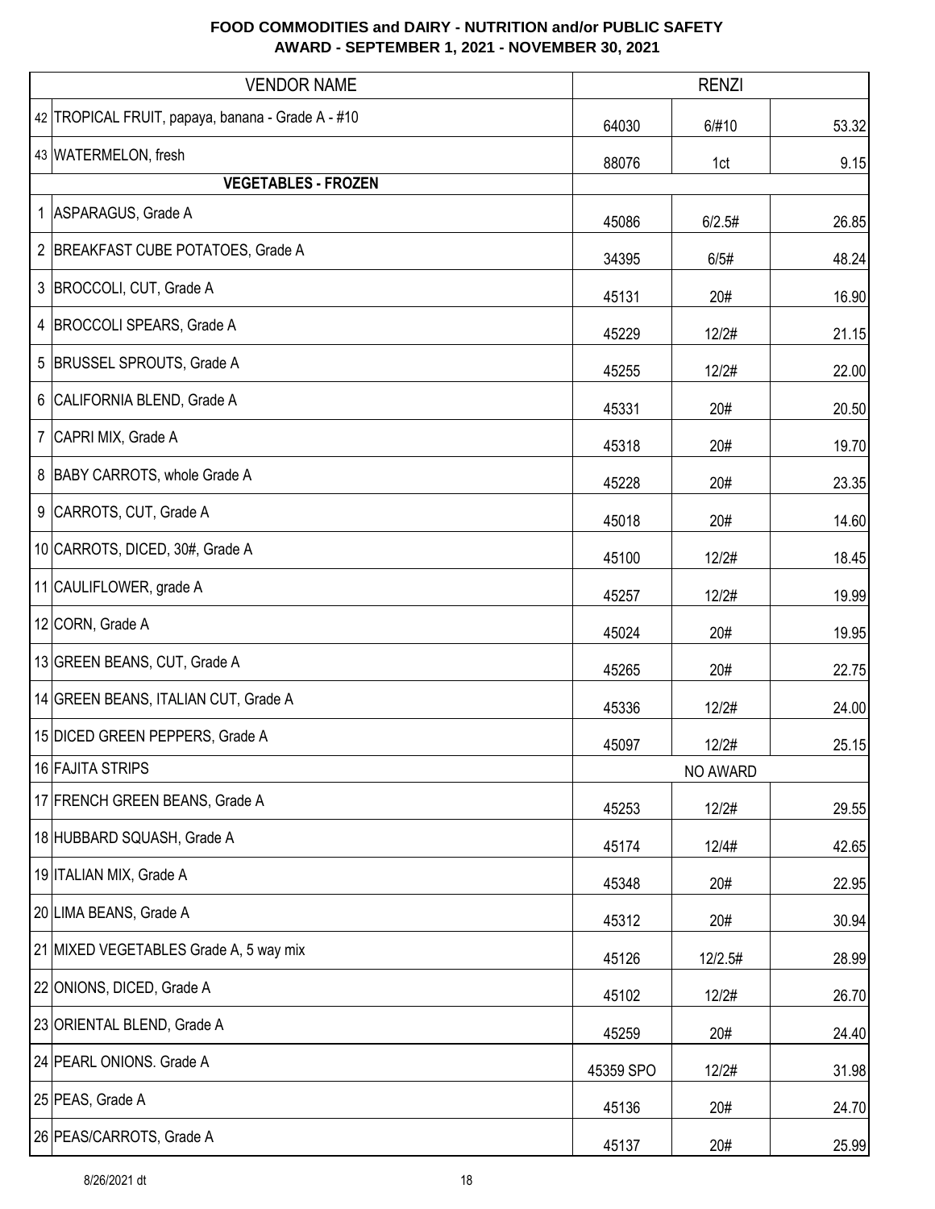# FOOD COMMODITIES and DAIRY - NUTRITION and/or PUBLIC SAFETY
## AWARD - SEPTEMBER 1, 2021 - NOVEMBER 30, 2021

| | VENDOR NAME | RENZI | | |
|---|---|---|---|---|
| 42 | TROPICAL FRUIT, papaya, banana - Grade A - #10 | 64030 | 6/#10 | 53.32 |
| 43 | WATERMELON, fresh | 88076 | 1ct | 9.15 |
| | **VEGETABLES - FROZEN** | | | |
| 1 | ASPARAGUS, Grade A | 45086 | 6/2.5# | 26.85 |
| 2 | BREAKFAST CUBE POTATOES, Grade A | 34395 | 6/5# | 48.24 |
| 3 | BROCCOLI, CUT, Grade A | 45131 | 20# | 16.90 |
| 4 | BROCCOLI SPEARS, Grade A | 45229 | 12/2# | 21.15 |
| 5 | BRUSSEL SPROUTS, Grade A | 45255 | 12/2# | 22.00 |
| 6 | CALIFORNIA BLEND, Grade A | 45331 | 20# | 20.50 |
| 7 | CAPRI MIX, Grade A | 45318 | 20# | 19.70 |
| 8 | BABY CARROTS, whole Grade A | 45228 | 20# | 23.35 |
| 9 | CARROTS, CUT, Grade A | 45018 | 20# | 14.60 |
| 10 | CARROTS, DICED, 30#, Grade A | 45100 | 12/2# | 18.45 |
| 11 | CAULIFLOWER, grade A | 45257 | 12/2# | 19.99 |
| 12 | CORN, Grade A | 45024 | 20# | 19.95 |
| 13 | GREEN BEANS, CUT, Grade A | 45265 | 20# | 22.75 |
| 14 | GREEN BEANS, ITALIAN CUT, Grade A | 45336 | 12/2# | 24.00 |
| 15 | DICED GREEN PEPPERS, Grade A | 45097 | 12/2# | 25.15 |
| 16 | FAJITA STRIPS | | NO AWARD | |
| 17 | FRENCH GREEN BEANS, Grade A | 45253 | 12/2# | 29.55 |
| 18 | HUBBARD SQUASH, Grade A | 45174 | 12/4# | 42.65 |
| 19 | ITALIAN MIX, Grade A | 45348 | 20# | 22.95 |
| 20 | LIMA BEANS, Grade A | 45312 | 20# | 30.94 |
| 21 | MIXED VEGETABLES Grade A, 5 way mix | 45126 | 12/2.5# | 28.99 |
| 22 | ONIONS, DICED, Grade A | 45102 | 12/2# | 26.70 |
| 23 | ORIENTAL BLEND, Grade A | 45259 | 20# | 24.40 |
| 24 | PEARL ONIONS. Grade A | 45359 SPO | 12/2# | 31.98 |
| 25 | PEAS, Grade A | 45136 | 20# | 24.70 |
| 26 | PEAS/CARROTS, Grade A | 45137 | 20# | 25.99 |

8/26/2021 dt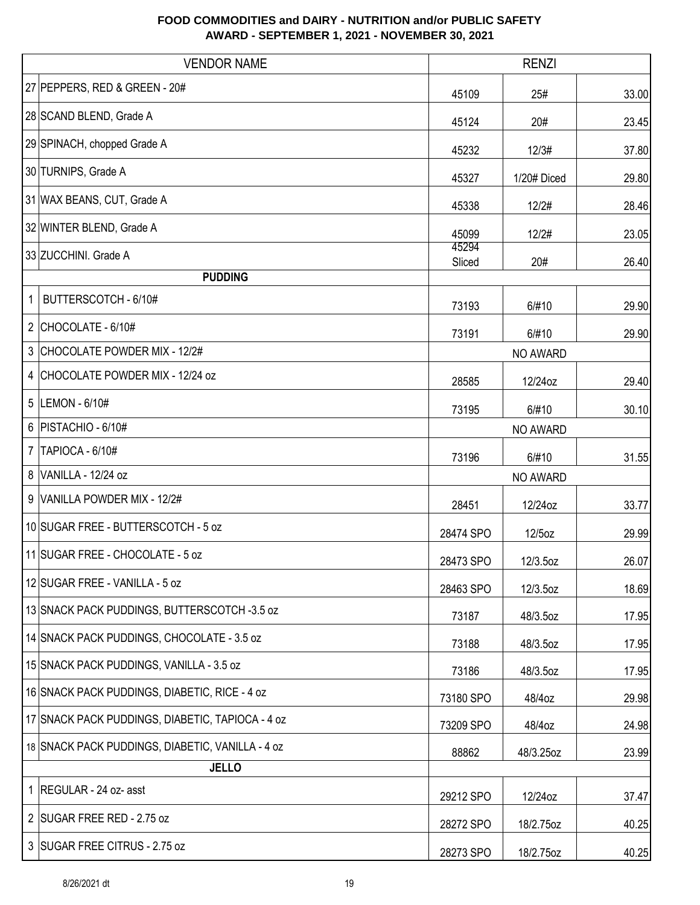**FOOD COMMODITIES and DAIRY - NUTRITION and/or PUBLIC SAFETY**
**AWARD - SEPTEMBER 1, 2021 - NOVEMBER 30, 2021**

| | VENDOR NAME | RENZI | | |
|---|---|---|---|---|
| 27 | PEPPERS, RED & GREEN - 20# | 45109 | 25# | 33.00 |
| 28 | SCAND BLEND, Grade A | 45124 | 20# | 23.45 |
| 29 | SPINACH, chopped Grade A | 45232 | 12/3# | 37.80 |
| 30 | TURNIPS, Grade A | 45327 | 1/20# Diced | 29.80 |
| 31 | WAX BEANS, CUT, Grade A | 45338 | 12/2# | 28.46 |
| 32 | WINTER BLEND, Grade A | 45099 | 12/2# | 23.05 |
| 33 | ZUCCHINI. Grade A | 45294 Sliced | 20# | 26.40 |
| | **PUDDING** | | | |
| 1 | BUTTERSCOTCH - 6/10# | 73193 | 6/#10 | 29.90 |
| 2 | CHOCOLATE - 6/10# | 73191 | 6/#10 | 29.90 |
| 3 | CHOCOLATE POWDER MIX - 12/2# | | NO AWARD | |
| 4 | CHOCOLATE POWDER MIX - 12/24 oz | 28585 | 12/24oz | 29.40 |
| 5 | LEMON - 6/10# | 73195 | 6/#10 | 30.10 |
| 6 | PISTACHIO - 6/10# | | NO AWARD | |
| 7 | TAPIOCA - 6/10# | 73196 | 6/#10 | 31.55 |
| 8 | VANILLA - 12/24 oz | | NO AWARD | |
| 9 | VANILLA POWDER MIX - 12/2# | 28451 | 12/24oz | 33.77 |
| 10 | SUGAR FREE - BUTTERSCOTCH - 5 oz | 28474 SPO | 12/5oz | 29.99 |
| 11 | SUGAR FREE - CHOCOLATE - 5 oz | 28473 SPO | 12/3.5oz | 26.07 |
| 12 | SUGAR FREE - VANILLA - 5 oz | 28463 SPO | 12/3.5oz | 18.69 |
| 13 | SNACK PACK PUDDINGS, BUTTERSCOTCH -3.5 oz | 73187 | 48/3.5oz | 17.95 |
| 14 | SNACK PACK PUDDINGS, CHOCOLATE - 3.5 oz | 73188 | 48/3.5oz | 17.95 |
| 15 | SNACK PACK PUDDINGS, VANILLA - 3.5 oz | 73186 | 48/3.5oz | 17.95 |
| 16 | SNACK PACK PUDDINGS, DIABETIC, RICE - 4 oz | 73180 SPO | 48/4oz | 29.98 |
| 17 | SNACK PACK PUDDINGS, DIABETIC, TAPIOCA - 4 oz | 73209 SPO | 48/4oz | 24.98 |
| 18 | SNACK PACK PUDDINGS, DIABETIC, VANILLA - 4 oz | 88862 | 48/3.25oz | 23.99 |
| | **JELLO** | | | |
| 1 | REGULAR - 24 oz- asst | 29212 SPO | 12/24oz | 37.47 |
| 2 | SUGAR FREE RED - 2.75 oz | 28272 SPO | 18/2.75oz | 40.25 |
| 3 | SUGAR FREE CITRUS - 2.75 oz | 28273 SPO | 18/2.75oz | 40.25 |

8/26/2021 dt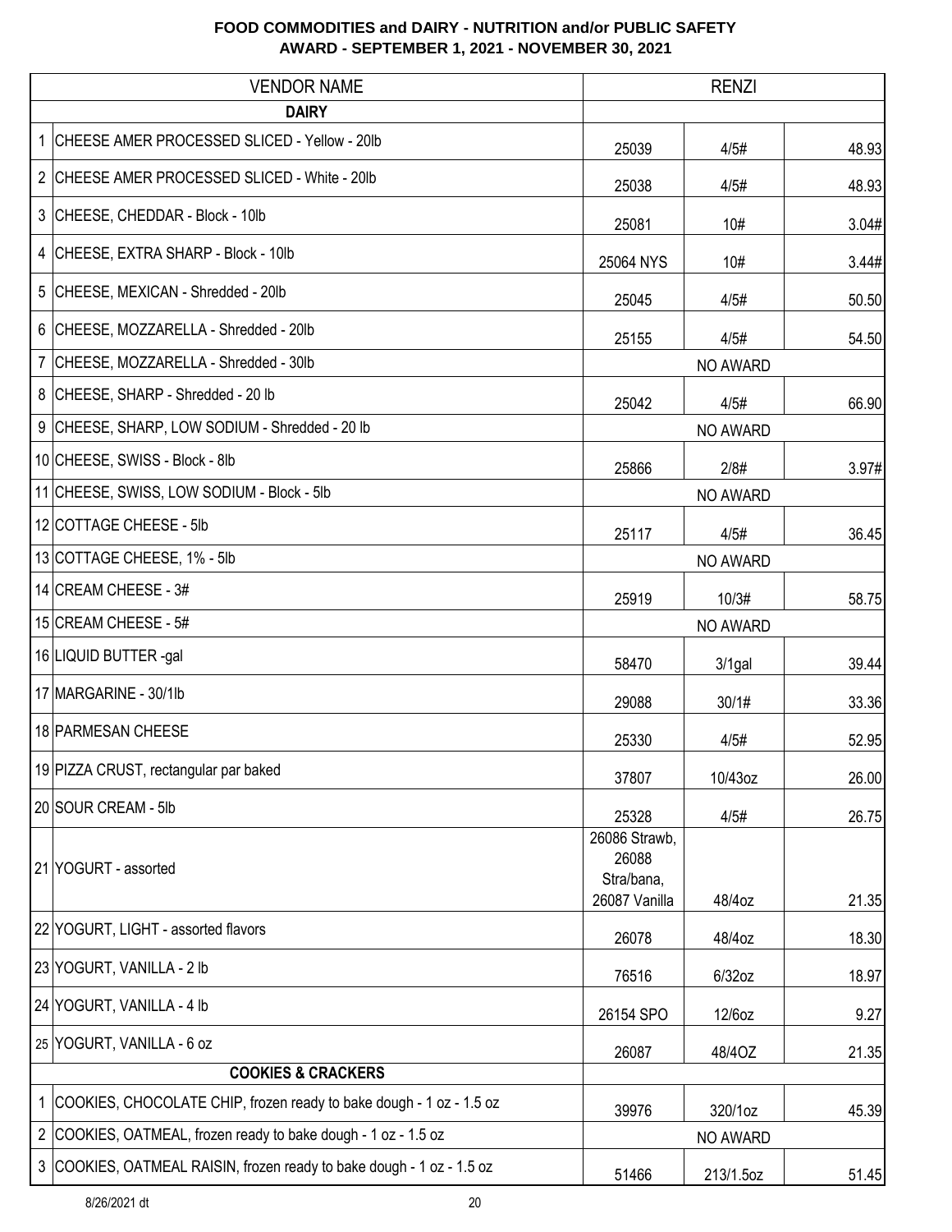# FOOD COMMODITIES and DAIRY - NUTRITION and/or PUBLIC SAFETY
## AWARD - SEPTEMBER 1, 2021 - NOVEMBER 30, 2021

| | VENDOR NAME | RENZI | | |
|---|---|---|---|---|
| | **DAIRY** | | | |
| 1 | CHEESE AMER PROCESSED SLICED - Yellow - 20lb | 25039 | 4/5# | 48.93 |
| 2 | CHEESE AMER PROCESSED SLICED - White - 20lb | 25038 | 4/5# | 48.93 |
| 3 | CHEESE, CHEDDAR - Block - 10lb | 25081 | 10# | 3.04# |
| 4 | CHEESE, EXTRA SHARP - Block - 10lb | 25064 NYS | 10# | 3.44# |
| 5 | CHEESE, MEXICAN - Shredded - 20lb | 25045 | 4/5# | 50.50 |
| 6 | CHEESE, MOZZARELLA - Shredded - 20lb | 25155 | 4/5# | 54.50 |
| 7 | CHEESE, MOZZARELLA - Shredded - 30lb | | NO AWARD | |
| 8 | CHEESE, SHARP - Shredded - 20 lb | 25042 | 4/5# | 66.90 |
| 9 | CHEESE, SHARP, LOW SODIUM - Shredded - 20 lb | | NO AWARD | |
| 10 | CHEESE, SWISS - Block - 8lb | 25866 | 2/8# | 3.97# |
| 11 | CHEESE, SWISS, LOW SODIUM - Block - 5lb | | NO AWARD | |
| 12 | COTTAGE CHEESE - 5lb | 25117 | 4/5# | 36.45 |
| 13 | COTTAGE CHEESE, 1% - 5lb | | NO AWARD | |
| 14 | CREAM CHEESE - 3# | 25919 | 10/3# | 58.75 |
| 15 | CREAM CHEESE - 5# | | NO AWARD | |
| 16 | LIQUID BUTTER -gal | 58470 | 3/1gal | 39.44 |
| 17 | MARGARINE - 30/1lb | 29088 | 30/1# | 33.36 |
| 18 | PARMESAN CHEESE | 25330 | 4/5# | 52.95 |
| 19 | PIZZA CRUST, rectangular par baked | 37807 | 10/43oz | 26.00 |
| 20 | SOUR CREAM - 5lb | 25328 | 4/5# | 26.75 |
| 21 | YOGURT - assorted | 26086 Strawb, 26088 Stra/bana, 26087 Vanilla | 48/4oz | 21.35 |
| 22 | YOGURT, LIGHT - assorted flavors | 26078 | 48/4oz | 18.30 |
| 23 | YOGURT, VANILLA - 2 lb | 76516 | 6/32oz | 18.97 |
| 24 | YOGURT, VANILLA - 4 lb | 26154 SPO | 12/6oz | 9.27 |
| 25 | YOGURT, VANILLA - 6 oz | 26087 | 48/4OZ | 21.35 |
| | **COOKIES & CRACKERS** | | | |
| 1 | COOKIES, CHOCOLATE CHIP, frozen ready to bake dough - 1 oz - 1.5 oz | 39976 | 320/1oz | 45.39 |
| 2 | COOKIES, OATMEAL, frozen ready to bake dough - 1 oz - 1.5 oz | | NO AWARD | |
| 3 | COOKIES, OATMEAL RAISIN, frozen ready to bake dough - 1 oz - 1.5 oz | 51466 | 213/1.5oz | 51.45 |

8/26/2021 dt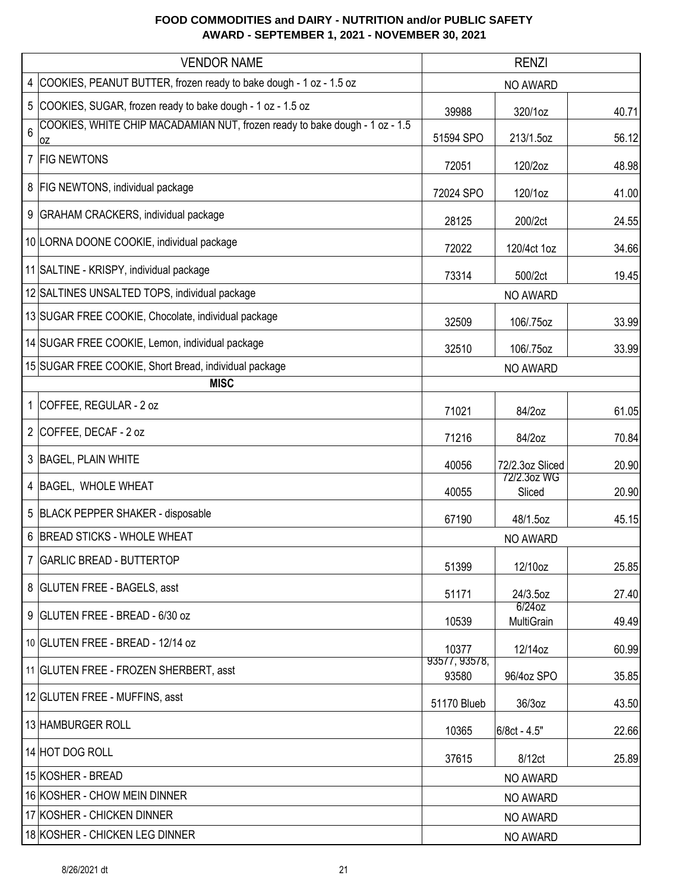**FOOD COMMODITIES and DAIRY - NUTRITION and/or PUBLIC SAFETY**
**AWARD - SEPTEMBER 1, 2021 - NOVEMBER 30, 2021**

| | VENDOR NAME | RENZI | | |
|---|---|---|---|---|
| 4 | COOKIES, PEANUT BUTTER, frozen ready to bake dough - 1 oz - 1.5 oz | NO AWARD | | |
| 5 | COOKIES, SUGAR, frozen ready to bake dough - 1 oz - 1.5 oz | 39988 | 320/1oz | 40.71 |
| 6 | COOKIES, WHITE CHIP MACADAMIAN NUT, frozen ready to bake dough - 1 oz - 1.5 oz | 51594 SPO | 213/1.5oz | 56.12 |
| 7 | FIG NEWTONS | 72051 | 120/2oz | 48.98 |
| 8 | FIG NEWTONS, individual package | 72024 SPO | 120/1oz | 41.00 |
| 9 | GRAHAM CRACKERS, individual package | 28125 | 200/2ct | 24.55 |
| 10 | LORNA DOONE COOKIE, individual package | 72022 | 120/4ct 1oz | 34.66 |
| 11 | SALTINE - KRISPY, individual package | 73314 | 500/2ct | 19.45 |
| 12 | SALTINES UNSALTED TOPS, individual package | NO AWARD | | |
| 13 | SUGAR FREE COOKIE, Chocolate, individual package | 32509 | 106/.75oz | 33.99 |
| 14 | SUGAR FREE COOKIE, Lemon, individual package | 32510 | 106/.75oz | 33.99 |
| 15 | SUGAR FREE COOKIE, Short Bread, individual package | NO AWARD | | |
| | **MISC** | | | |
| 1 | COFFEE, REGULAR - 2 oz | 71021 | 84/2oz | 61.05 |
| 2 | COFFEE, DECAF - 2 oz | 71216 | 84/2oz | 70.84 |
| 3 | BAGEL, PLAIN WHITE | 40056 | 72/2.3oz Sliced | 20.90 |
| 4 | BAGEL, WHOLE WHEAT | 40055 | 72/2.3oz WG Sliced | 20.90 |
| 5 | BLACK PEPPER SHAKER - disposable | 67190 | 48/1.5oz | 45.15 |
| 6 | BREAD STICKS - WHOLE WHEAT | NO AWARD | | |
| 7 | GARLIC BREAD - BUTTERTOP | 51399 | 12/10oz | 25.85 |
| 8 | GLUTEN FREE - BAGELS, asst | 51171 | 24/3.5oz | 27.40 |
| 9 | GLUTEN FREE - BREAD - 6/30 oz | 10539 | 6/24oz MultiGrain | 49.49 |
| 10 | GLUTEN FREE - BREAD - 12/14 oz | 10377 | 12/14oz | 60.99 |
| 11 | GLUTEN FREE - FROZEN SHERBERT, asst | 93577, 93578, 93580 | 96/4oz SPO | 35.85 |
| 12 | GLUTEN FREE - MUFFINS, asst | 51170 Blueb | 36/3oz | 43.50 |
| 13 | HAMBURGER ROLL | 10365 | 6/8ct - 4.5" | 22.66 |
| 14 | HOT DOG ROLL | 37615 | 8/12ct | 25.89 |
| 15 | KOSHER - BREAD | NO AWARD | | |
| 16 | KOSHER - CHOW MEIN DINNER | NO AWARD | | |
| 17 | KOSHER - CHICKEN DINNER | NO AWARD | | |
| 18 | KOSHER - CHICKEN LEG DINNER | NO AWARD | | |

8/26/2021 dt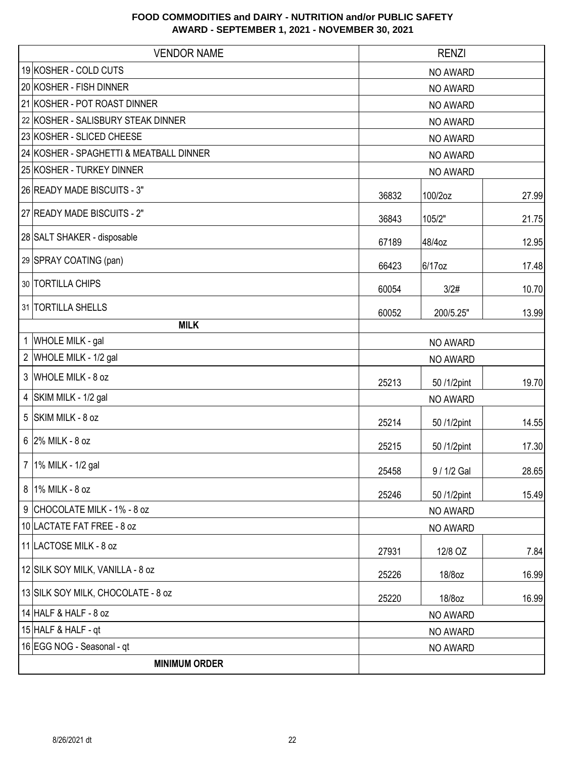# FOOD COMMODITIES and DAIRY - NUTRITION and/or PUBLIC SAFETY
## AWARD - SEPTEMBER 1, 2021 - NOVEMBER 30, 2021

| | VENDOR NAME | RENZI | | |
|---|---|---|---|---|
| 19 | KOSHER - COLD CUTS | NO AWARD | | |
| 20 | KOSHER - FISH DINNER | NO AWARD | | |
| 21 | KOSHER - POT ROAST DINNER | NO AWARD | | |
| 22 | KOSHER - SALISBURY STEAK DINNER | NO AWARD | | |
| 23 | KOSHER - SLICED CHEESE | NO AWARD | | |
| 24 | KOSHER - SPAGHETTI & MEATBALL DINNER | NO AWARD | | |
| 25 | KOSHER - TURKEY DINNER | NO AWARD | | |
| 26 | READY MADE BISCUITS - 3" | 36832 | 100/2oz | 27.99 |
| 27 | READY MADE BISCUITS - 2" | 36843 | 105/2" | 21.75 |
| 28 | SALT SHAKER - disposable | 67189 | 48/4oz | 12.95 |
| 29 | SPRAY COATING (pan) | 66423 | 6/17oz | 17.48 |
| 30 | TORTILLA CHIPS | 60054 | 3/2# | 10.70 |
| 31 | TORTILLA SHELLS | 60052 | 200/5.25" | 13.99 |
| | **MILK** | | | |
| 1 | WHOLE MILK - gal | NO AWARD | | |
| 2 | WHOLE MILK - 1/2 gal | NO AWARD | | |
| 3 | WHOLE MILK - 8 oz | 25213 | 50 /1/2pint | 19.70 |
| 4 | SKIM MILK - 1/2 gal | NO AWARD | | |
| 5 | SKIM MILK - 8 oz | 25214 | 50 /1/2pint | 14.55 |
| 6 | 2% MILK - 8 oz | 25215 | 50 /1/2pint | 17.30 |
| 7 | 1% MILK - 1/2 gal | 25458 | 9 / 1/2 Gal | 28.65 |
| 8 | 1% MILK - 8 oz | 25246 | 50 /1/2pint | 15.49 |
| 9 | CHOCOLATE MILK - 1% - 8 oz | NO AWARD | | |
| 10 | LACTATE FAT FREE - 8 oz | NO AWARD | | |
| 11 | LACTOSE MILK - 8 oz | 27931 | 12/8 OZ | 7.84 |
| 12 | SILK SOY MILK, VANILLA - 8 oz | 25226 | 18/8oz | 16.99 |
| 13 | SILK SOY MILK, CHOCOLATE - 8 oz | 25220 | 18/8oz | 16.99 |
| 14 | HALF & HALF - 8 oz | NO AWARD | | |
| 15 | HALF & HALF - qt | NO AWARD | | |
| 16 | EGG NOG - Seasonal - qt | NO AWARD | | |
| | **MINIMUM ORDER** | | | |

8/26/2021 dt